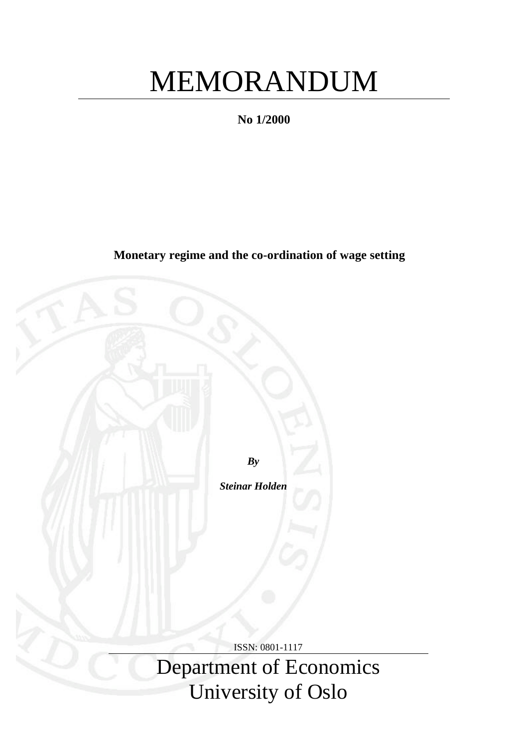# MEMORANDUM

**No 1/2000**

**Monetary regime and the co-ordination of wage setting**

***By***

***Steinar Holden***

ISSN: 0801-1117

Department of Economics
University of Oslo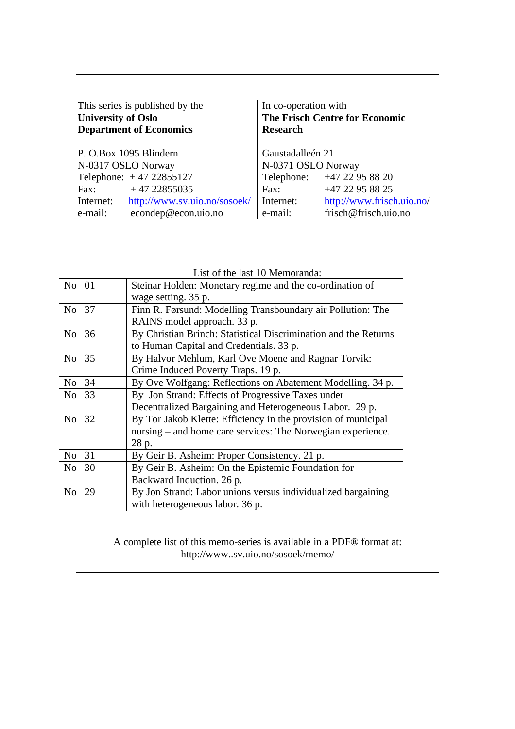This series is published by the
**University of Oslo**
**Department of Economics**

P. O.Box 1095 Blindern
N-0317 OSLO Norway
Telephone: + 47 22855127
Fax: + 47 22855035
Internet: http://www.sv.uio.no/sosoek/
e-mail: econdep@econ.uio.no

In co-operation with
**The Frisch Centre for Economic Research**

Gaustadalleén 21
N-0371 OSLO Norway
Telephone: +47 22 95 88 20
Fax: +47 22 95 88 25
Internet: http://www.frisch.uio.no/
e-mail: frisch@frisch.uio.no

List of the last 10 Memoranda:

| No | Title |
|---|---|
| No 01 | Steinar Holden: Monetary regime and the co-ordination of wage setting. 35 p. |
| No 37 | Finn R. Førsund: Modelling Transboundary air Pollution: The RAINS model approach. 33 p. |
| No 36 | By Christian Brinch: Statistical Discrimination and the Returns to Human Capital and Credentials. 33 p. |
| No 35 | By Halvor Mehlum, Karl Ove Moene and Ragnar Torvik: Crime Induced Poverty Traps. 19 p. |
| No 34 | By Ove Wolfgang: Reflections on Abatement Modelling. 34 p. |
| No 33 | By Jon Strand: Effects of Progressive Taxes under Decentralized Bargaining and Heterogeneous Labor. 29 p. |
| No 32 | By Tor Jakob Klette: Efficiency in the provision of municipal nursing – and home care services: The Norwegian experience. 28 p. |
| No 31 | By Geir B. Asheim: Proper Consistency. 21 p. |
| No 30 | By Geir B. Asheim: On the Epistemic Foundation for Backward Induction. 26 p. |
| No 29 | By Jon Strand: Labor unions versus individualized bargaining with heterogeneous labor. 36 p. |

A complete list of this memo-series is available in a PDF® format at:
http://www..sv.uio.no/sosoek/memo/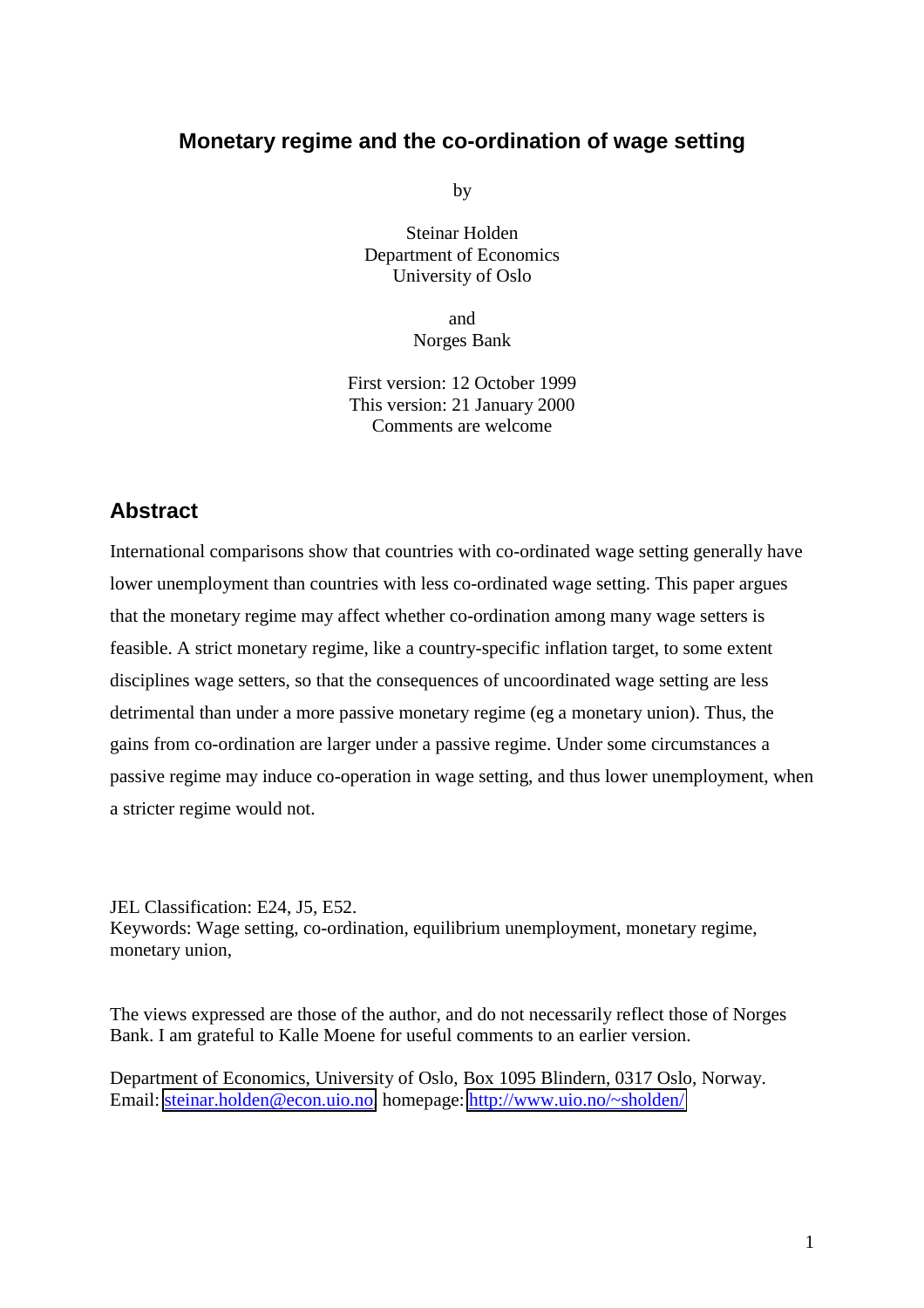# Monetary regime and the co-ordination of wage setting

by

Steinar Holden
Department of Economics
University of Oslo

and
Norges Bank

First version: 12 October 1999
This version: 21 January 2000
Comments are welcome

## Abstract

International comparisons show that countries with co-ordinated wage setting generally have lower unemployment than countries with less co-ordinated wage setting. This paper argues that the monetary regime may affect whether co-ordination among many wage setters is feasible. A strict monetary regime, like a country-specific inflation target, to some extent disciplines wage setters, so that the consequences of uncoordinated wage setting are less detrimental than under a more passive monetary regime (eg a monetary union). Thus, the gains from co-ordination are larger under a passive regime. Under some circumstances a passive regime may induce co-operation in wage setting, and thus lower unemployment, when a stricter regime would not.

JEL Classification: E24, J5, E52.
Keywords: Wage setting, co-ordination, equilibrium unemployment, monetary regime, monetary union,

The views expressed are those of the author, and do not necessarily reflect those of Norges Bank. I am grateful to Kalle Moene for useful comments to an earlier version.

Department of Economics, University of Oslo, Box 1095 Blindern, 0317 Oslo, Norway.
Email: steinar.holden@econ.uio.no, homepage: http://www.uio.no/~sholden/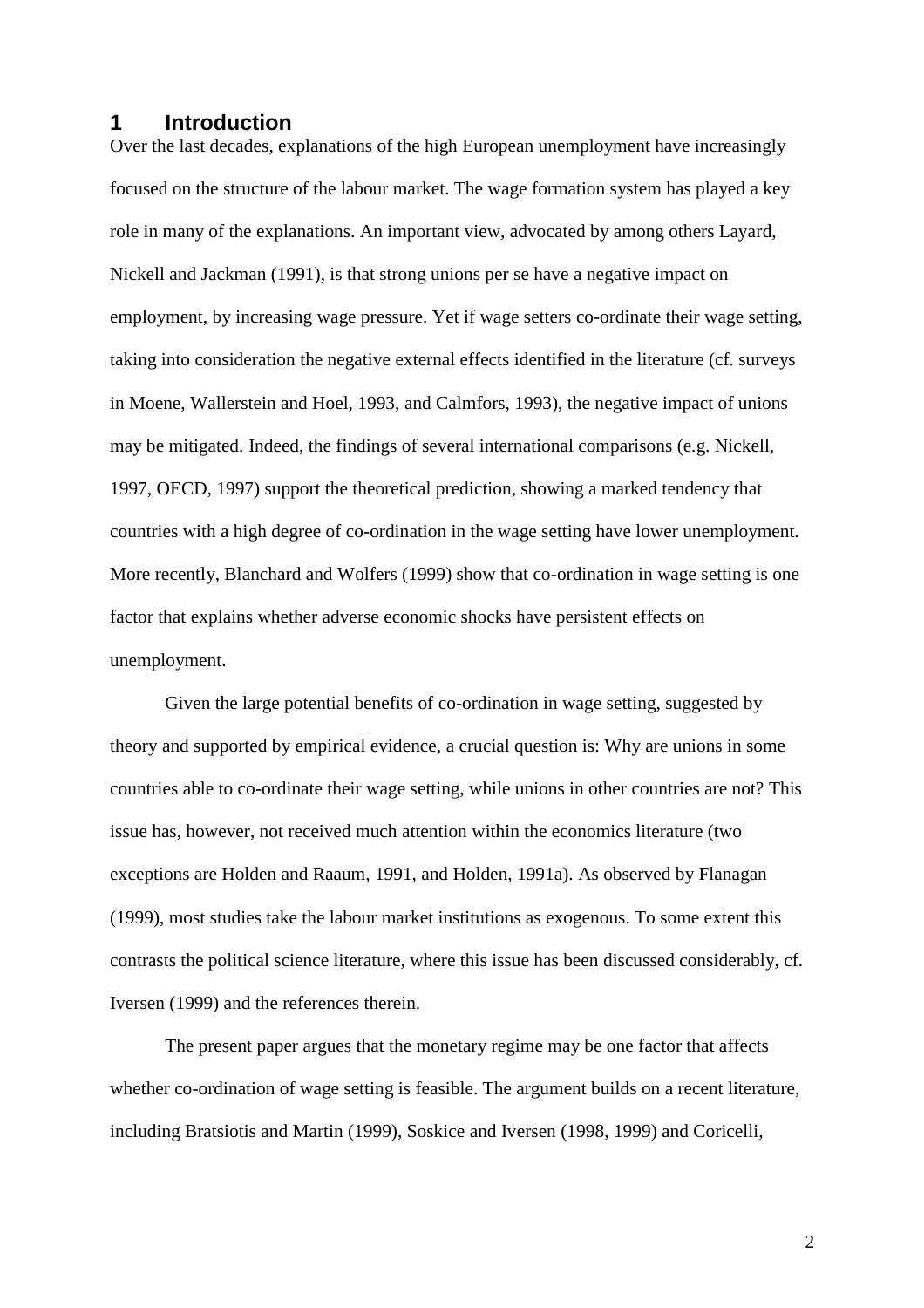# 1 Introduction

Over the last decades, explanations of the high European unemployment have increasingly focused on the structure of the labour market. The wage formation system has played a key role in many of the explanations. An important view, advocated by among others Layard, Nickell and Jackman (1991), is that strong unions per se have a negative impact on employment, by increasing wage pressure. Yet if wage setters co-ordinate their wage setting, taking into consideration the negative external effects identified in the literature (cf. surveys in Moene, Wallerstein and Hoel, 1993, and Calmfors, 1993), the negative impact of unions may be mitigated. Indeed, the findings of several international comparisons (e.g. Nickell, 1997, OECD, 1997) support the theoretical prediction, showing a marked tendency that countries with a high degree of co-ordination in the wage setting have lower unemployment. More recently, Blanchard and Wolfers (1999) show that co-ordination in wage setting is one factor that explains whether adverse economic shocks have persistent effects on unemployment.

Given the large potential benefits of co-ordination in wage setting, suggested by theory and supported by empirical evidence, a crucial question is: Why are unions in some countries able to co-ordinate their wage setting, while unions in other countries are not? This issue has, however, not received much attention within the economics literature (two exceptions are Holden and Raaum, 1991, and Holden, 1991a). As observed by Flanagan (1999), most studies take the labour market institutions as exogenous. To some extent this contrasts the political science literature, where this issue has been discussed considerably, cf. Iversen (1999) and the references therein.

The present paper argues that the monetary regime may be one factor that affects whether co-ordination of wage setting is feasible. The argument builds on a recent literature, including Bratsiotis and Martin (1999), Soskice and Iversen (1998, 1999) and Coricelli,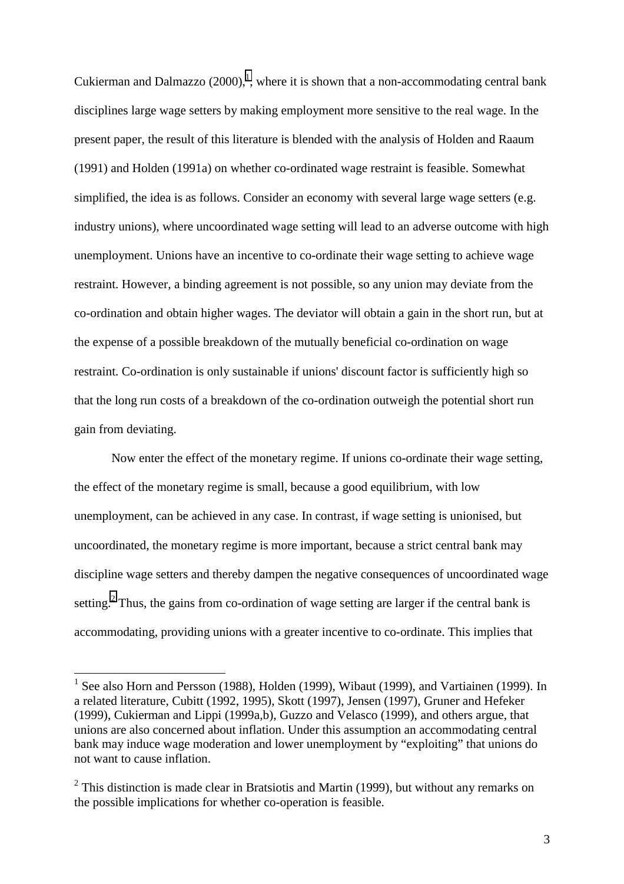Cukierman and Dalmazzo (2000),[1], where it is shown that a non-accommodating central bank disciplines large wage setters by making employment more sensitive to the real wage. In the present paper, the result of this literature is blended with the analysis of Holden and Raaum (1991) and Holden (1991a) on whether co-ordinated wage restraint is feasible. Somewhat simplified, the idea is as follows. Consider an economy with several large wage setters (e.g. industry unions), where uncoordinated wage setting will lead to an adverse outcome with high unemployment. Unions have an incentive to co-ordinate their wage setting to achieve wage restraint. However, a binding agreement is not possible, so any union may deviate from the co-ordination and obtain higher wages. The deviator will obtain a gain in the short run, but at the expense of a possible breakdown of the mutually beneficial co-ordination on wage restraint. Co-ordination is only sustainable if unions' discount factor is sufficiently high so that the long run costs of a breakdown of the co-ordination outweigh the potential short run gain from deviating.

Now enter the effect of the monetary regime. If unions co-ordinate their wage setting, the effect of the monetary regime is small, because a good equilibrium, with low unemployment, can be achieved in any case. In contrast, if wage setting is unionised, but uncoordinated, the monetary regime is more important, because a strict central bank may discipline wage setters and thereby dampen the negative consequences of uncoordinated wage setting.[2] Thus, the gains from co-ordination of wage setting are larger if the central bank is accommodating, providing unions with a greater incentive to co-ordinate. This implies that

---

[1] See also Horn and Persson (1988), Holden (1999), Wibaut (1999), and Vartiainen (1999). In a related literature, Cubitt (1992, 1995), Skott (1997), Jensen (1997), Gruner and Hefeker (1999), Cukierman and Lippi (1999a,b), Guzzo and Velasco (1999), and others argue, that unions are also concerned about inflation. Under this assumption an accommodating central bank may induce wage moderation and lower unemployment by "exploiting" that unions do not want to cause inflation.

[2] This distinction is made clear in Bratsiotis and Martin (1999), but without any remarks on the possible implications for whether co-operation is feasible.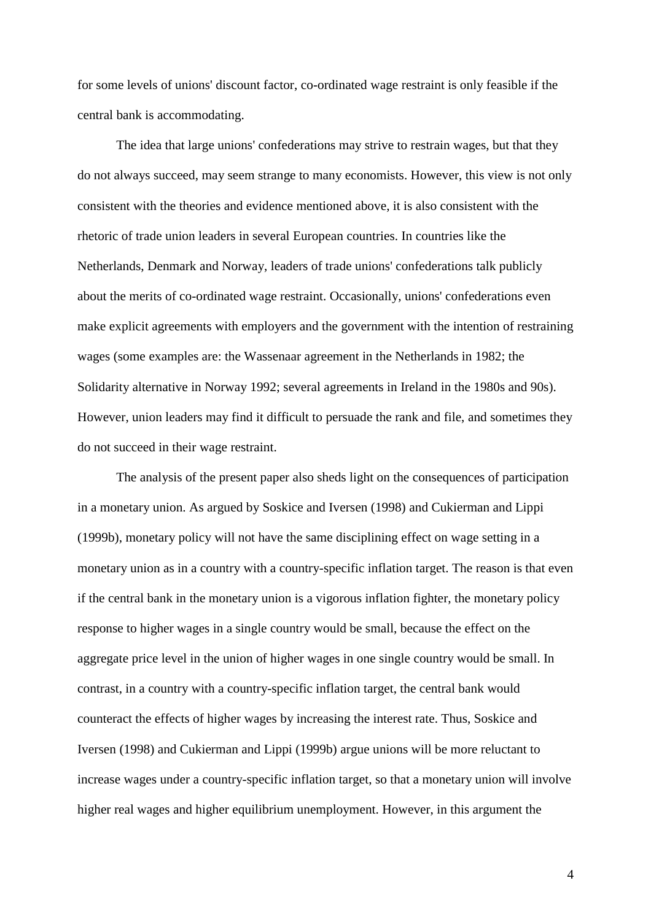for some levels of unions' discount factor, co-ordinated wage restraint is only feasible if the central bank is accommodating.

The idea that large unions' confederations may strive to restrain wages, but that they do not always succeed, may seem strange to many economists. However, this view is not only consistent with the theories and evidence mentioned above, it is also consistent with the rhetoric of trade union leaders in several European countries. In countries like the Netherlands, Denmark and Norway, leaders of trade unions' confederations talk publicly about the merits of co-ordinated wage restraint. Occasionally, unions' confederations even make explicit agreements with employers and the government with the intention of restraining wages (some examples are: the Wassenaar agreement in the Netherlands in 1982; the Solidarity alternative in Norway 1992; several agreements in Ireland in the 1980s and 90s). However, union leaders may find it difficult to persuade the rank and file, and sometimes they do not succeed in their wage restraint.

The analysis of the present paper also sheds light on the consequences of participation in a monetary union. As argued by Soskice and Iversen (1998) and Cukierman and Lippi (1999b), monetary policy will not have the same disciplining effect on wage setting in a monetary union as in a country with a country-specific inflation target. The reason is that even if the central bank in the monetary union is a vigorous inflation fighter, the monetary policy response to higher wages in a single country would be small, because the effect on the aggregate price level in the union of higher wages in one single country would be small. In contrast, in a country with a country-specific inflation target, the central bank would counteract the effects of higher wages by increasing the interest rate. Thus, Soskice and Iversen (1998) and Cukierman and Lippi (1999b) argue unions will be more reluctant to increase wages under a country-specific inflation target, so that a monetary union will involve higher real wages and higher equilibrium unemployment. However, in this argument the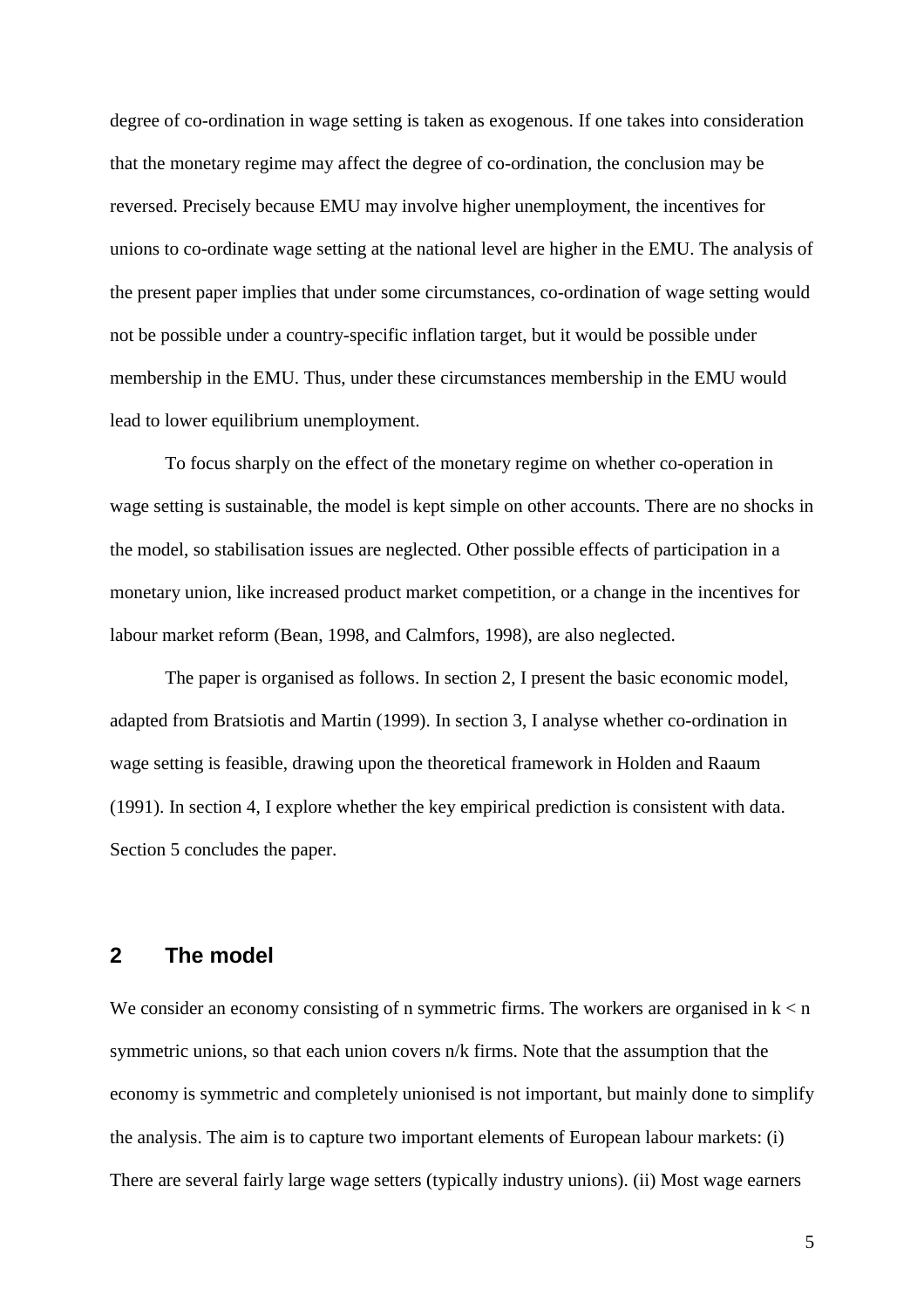degree of co-ordination in wage setting is taken as exogenous. If one takes into consideration that the monetary regime may affect the degree of co-ordination, the conclusion may be reversed. Precisely because EMU may involve higher unemployment, the incentives for unions to co-ordinate wage setting at the national level are higher in the EMU. The analysis of the present paper implies that under some circumstances, co-ordination of wage setting would not be possible under a country-specific inflation target, but it would be possible under membership in the EMU. Thus, under these circumstances membership in the EMU would lead to lower equilibrium unemployment.

To focus sharply on the effect of the monetary regime on whether co-operation in wage setting is sustainable, the model is kept simple on other accounts. There are no shocks in the model, so stabilisation issues are neglected. Other possible effects of participation in a monetary union, like increased product market competition, or a change in the incentives for labour market reform (Bean, 1998, and Calmfors, 1998), are also neglected.

The paper is organised as follows. In section 2, I present the basic economic model, adapted from Bratsiotis and Martin (1999). In section 3, I analyse whether co-ordination in wage setting is feasible, drawing upon the theoretical framework in Holden and Raaum (1991). In section 4, I explore whether the key empirical prediction is consistent with data. Section 5 concludes the paper.

## 2 The model

We consider an economy consisting of n symmetric firms. The workers are organised in $k < n$ symmetric unions, so that each union covers $n/k$ firms. Note that the assumption that the economy is symmetric and completely unionised is not important, but mainly done to simplify the analysis. The aim is to capture two important elements of European labour markets: (i) There are several fairly large wage setters (typically industry unions). (ii) Most wage earners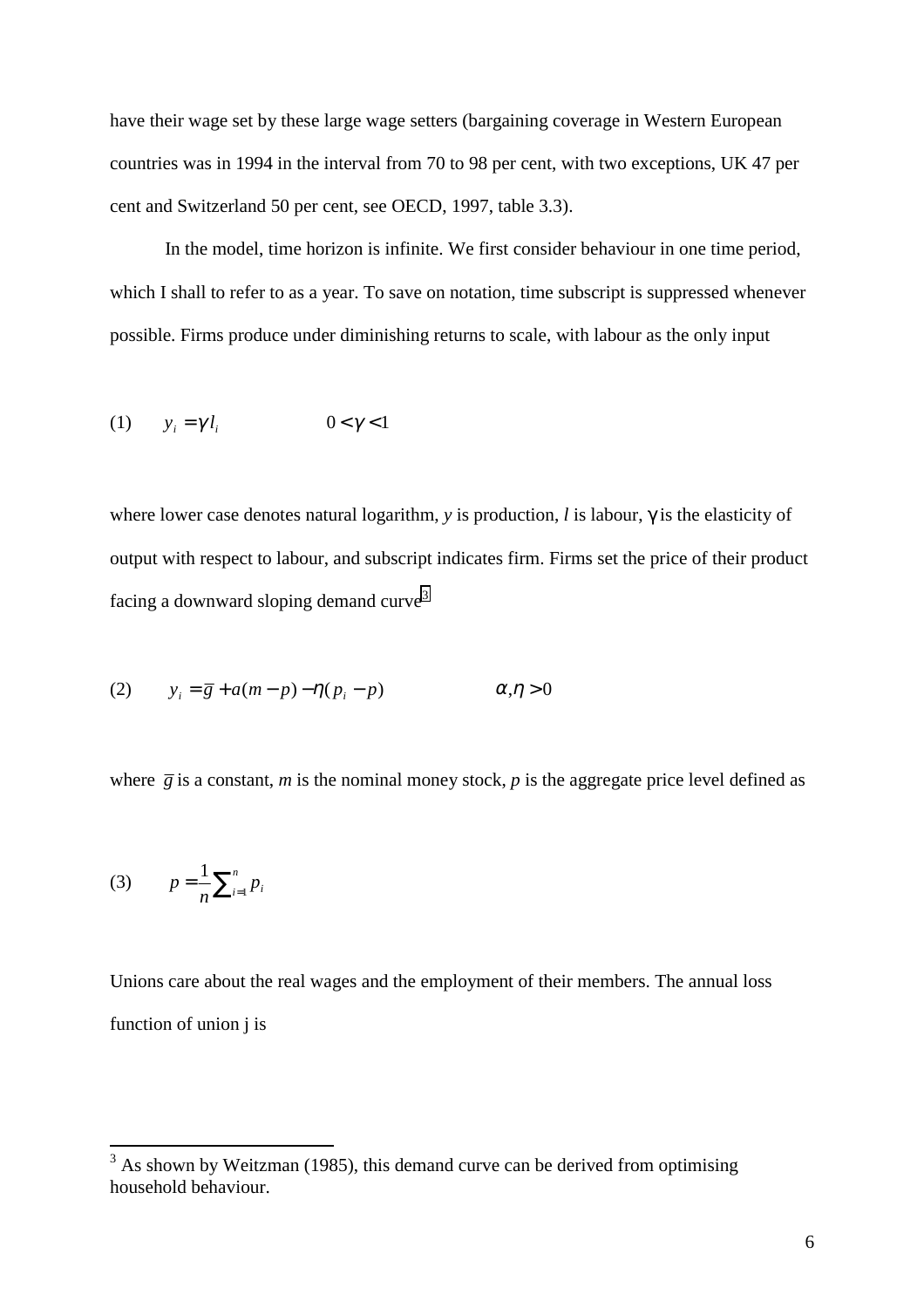have their wage set by these large wage setters (bargaining coverage in Western European countries was in 1994 in the interval from 70 to 98 per cent, with two exceptions, UK 47 per cent and Switzerland 50 per cent, see OECD, 1997, table 3.3).

In the model, time horizon is infinite. We first consider behaviour in one time period, which I shall to refer to as a year. To save on notation, time subscript is suppressed whenever possible. Firms produce under diminishing returns to scale, with labour as the only input

$$(1) \qquad y_i = \gamma l_i \qquad\qquad 0 < \gamma < 1$$

where lower case denotes natural logarithm, $y$ is production, $l$ is labour, $\gamma$ is the elasticity of output with respect to labour, and subscript indicates firm. Firms set the price of their product facing a downward sloping demand curve[3]

$$(2) \qquad y_i = \overline{g} + a(m-p) - \eta(p_i - p) \qquad\qquad \alpha, \eta > 0$$

where $\overline{g}$ is a constant, $m$ is the nominal money stock, $p$ is the aggregate price level defined as

$$(3) \qquad p = \frac{1}{n}\sum_{i=1}^{n} p_i$$

Unions care about the real wages and the employment of their members. The annual loss function of union j is

[3] As shown by Weitzman (1985), this demand curve can be derived from optimising household behaviour.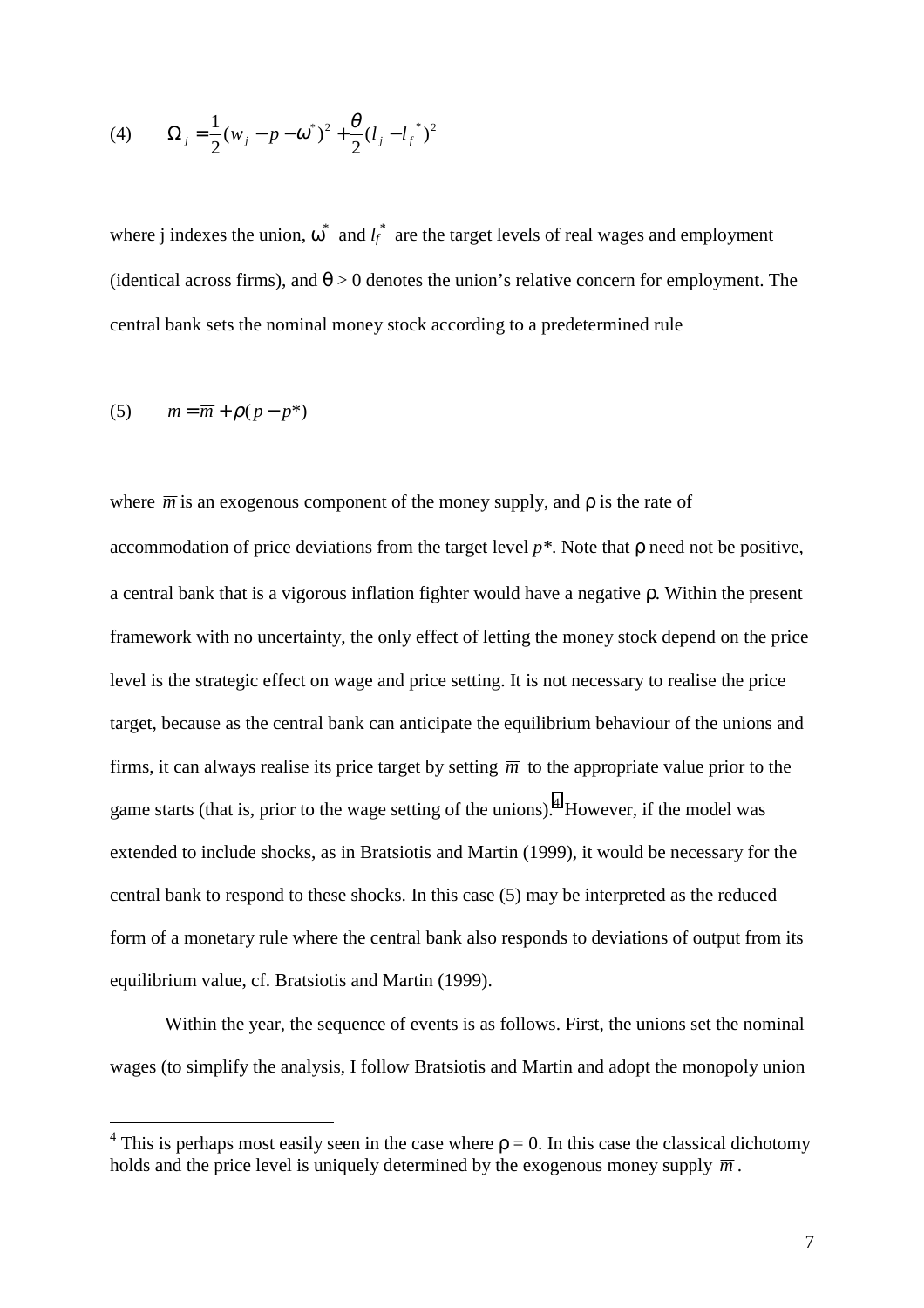$$(4) \qquad \Omega_j = \frac{1}{2}(w_j - p - \omega^*)^2 + \frac{\theta}{2}(l_j - l_f^{\,*})^2$$

where j indexes the union, $\omega^*$ and $l_f^*$ are the target levels of real wages and employment (identical across firms), and $\theta > 0$ denotes the union's relative concern for employment. The central bank sets the nominal money stock according to a predetermined rule

$$(5) \qquad m = \overline{m} + \rho(p - p^*)$$

where $\overline{m}$ is an exogenous component of the money supply, and $\rho$ is the rate of accommodation of price deviations from the target level $p^*$. Note that $\rho$ need not be positive, a central bank that is a vigorous inflation fighter would have a negative $\rho$. Within the present framework with no uncertainty, the only effect of letting the money stock depend on the price level is the strategic effect on wage and price setting. It is not necessary to realise the price target, because as the central bank can anticipate the equilibrium behaviour of the unions and firms, it can always realise its price target by setting $\overline{m}$ to the appropriate value prior to the game starts (that is, prior to the wage setting of the unions).[4] However, if the model was extended to include shocks, as in Bratsiotis and Martin (1999), it would be necessary for the central bank to respond to these shocks. In this case (5) may be interpreted as the reduced form of a monetary rule where the central bank also responds to deviations of output from its equilibrium value, cf. Bratsiotis and Martin (1999).

Within the year, the sequence of events is as follows. First, the unions set the nominal wages (to simplify the analysis, I follow Bratsiotis and Martin and adopt the monopoly union

[4] This is perhaps most easily seen in the case where $\rho = 0$. In this case the classical dichotomy holds and the price level is uniquely determined by the exogenous money supply $\overline{m}$.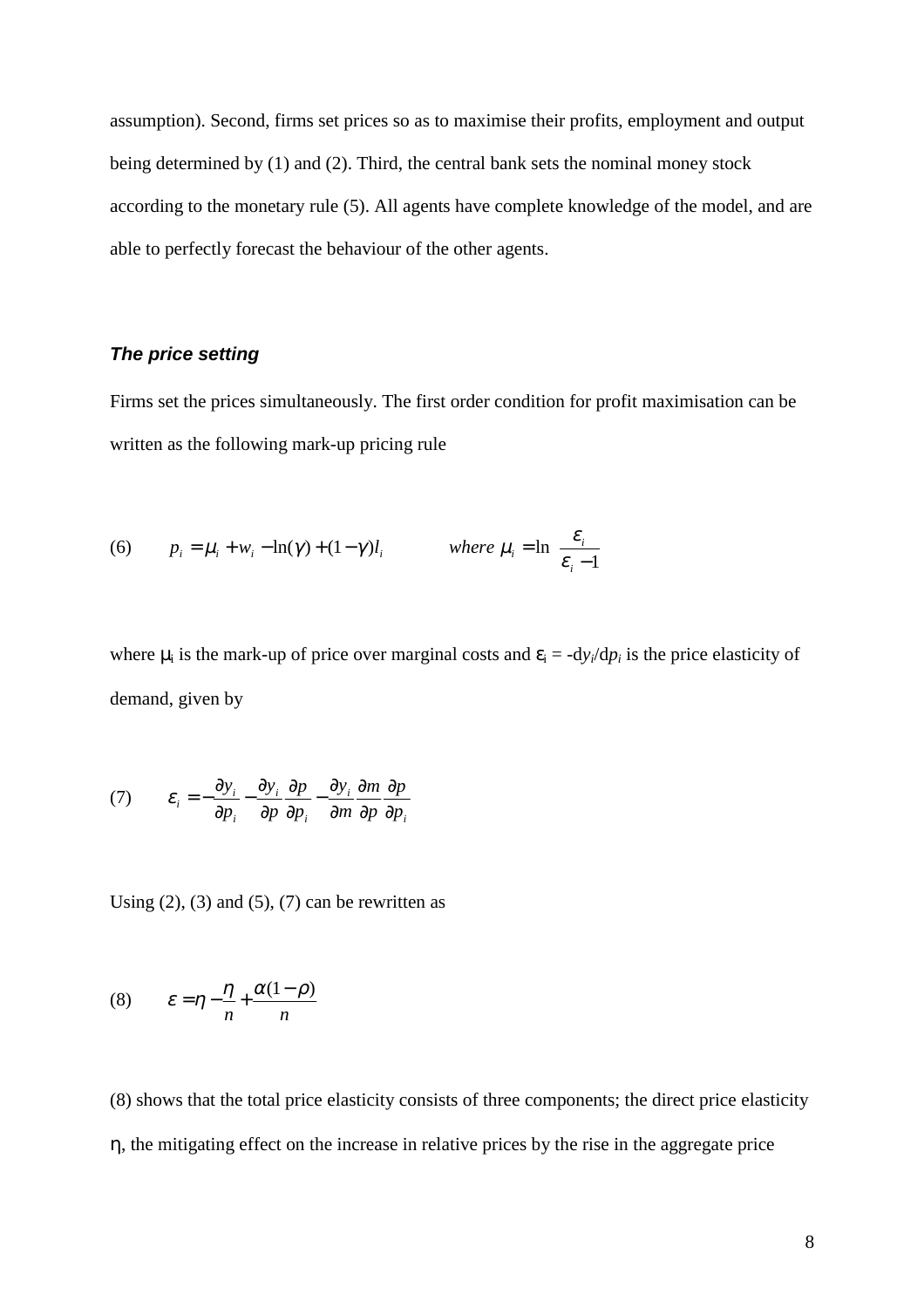assumption). Second, firms set prices so as to maximise their profits, employment and output being determined by (1) and (2). Third, the central bank sets the nominal money stock according to the monetary rule (5). All agents have complete knowledge of the model, and are able to perfectly forecast the behaviour of the other agents.

### *The price setting*

Firms set the prices simultaneously. The first order condition for profit maximisation can be written as the following mark-up pricing rule

$$(6) \qquad p_i = \mu_i + w_i - \ln(\gamma) + (1-\gamma)l_i \qquad \textit{where } \mu_i = \ln \frac{\varepsilon_i}{\varepsilon_i - 1}$$

where $\mu_i$ is the mark-up of price over marginal costs and $\varepsilon_i = -\mathrm{d}y_i/\mathrm{d}p_i$ is the price elasticity of demand, given by

$$(7) \qquad \varepsilon_i = -\frac{\partial y_i}{\partial p_i} - \frac{\partial y_i}{\partial p}\frac{\partial p}{\partial p_i} - \frac{\partial y_i}{\partial m}\frac{\partial m}{\partial p}\frac{\partial p}{\partial p_i}$$

Using (2), (3) and (5), (7) can be rewritten as

$$(8) \qquad \varepsilon = \eta - \frac{\eta}{n} + \frac{\alpha(1-\rho)}{n}$$

(8) shows that the total price elasticity consists of three components; the direct price elasticity $\eta$, the mitigating effect on the increase in relative prices by the rise in the aggregate price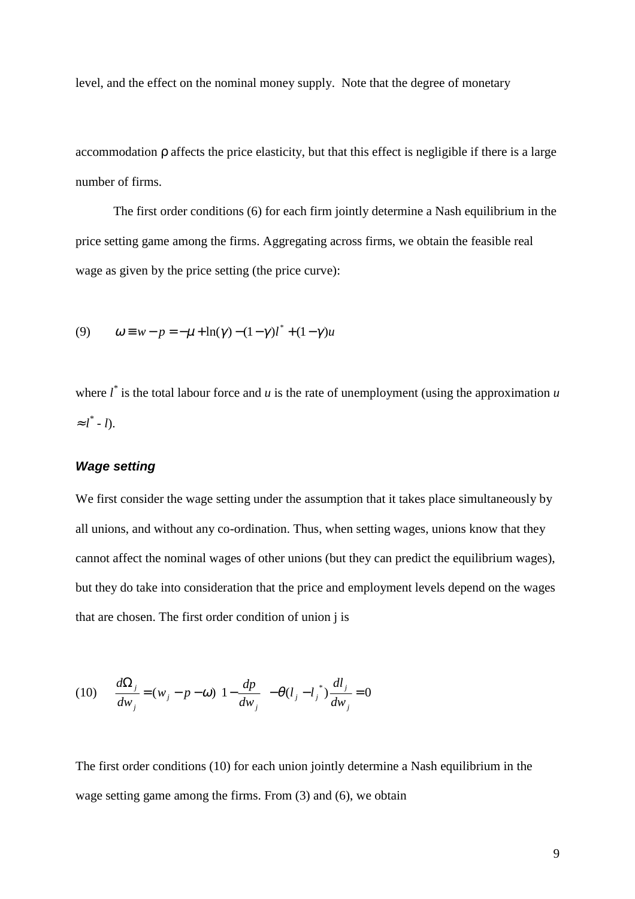level, and the effect on the nominal money supply. Note that the degree of monetary

accommodation ρ affects the price elasticity, but that this effect is negligible if there is a large number of firms.

The first order conditions (6) for each firm jointly determine a Nash equilibrium in the price setting game among the firms. Aggregating across firms, we obtain the feasible real wage as given by the price setting (the price curve):

$$(9) \qquad \omega \equiv w - p = -\mu + \ln(\gamma) - (1-\gamma)l^* + (1-\gamma)u$$

where $l^*$ is the total labour force and $u$ is the rate of unemployment (using the approximation $u \approx l^* - l$).

### ***Wage setting***

We first consider the wage setting under the assumption that it takes place simultaneously by all unions, and without any co-ordination. Thus, when setting wages, unions know that they cannot affect the nominal wages of other unions (but they can predict the equilibrium wages), but they do take into consideration that the price and employment levels depend on the wages that are chosen. The first order condition of union j is

$$(10) \qquad \frac{d\Omega_j}{dw_j} = (w_j - p - \omega)\left(1 - \frac{dp}{dw_j}\right) - \theta(l_j - l_j^*)\frac{dl_j}{dw_j} = 0$$

The first order conditions (10) for each union jointly determine a Nash equilibrium in the wage setting game among the firms. From (3) and (6), we obtain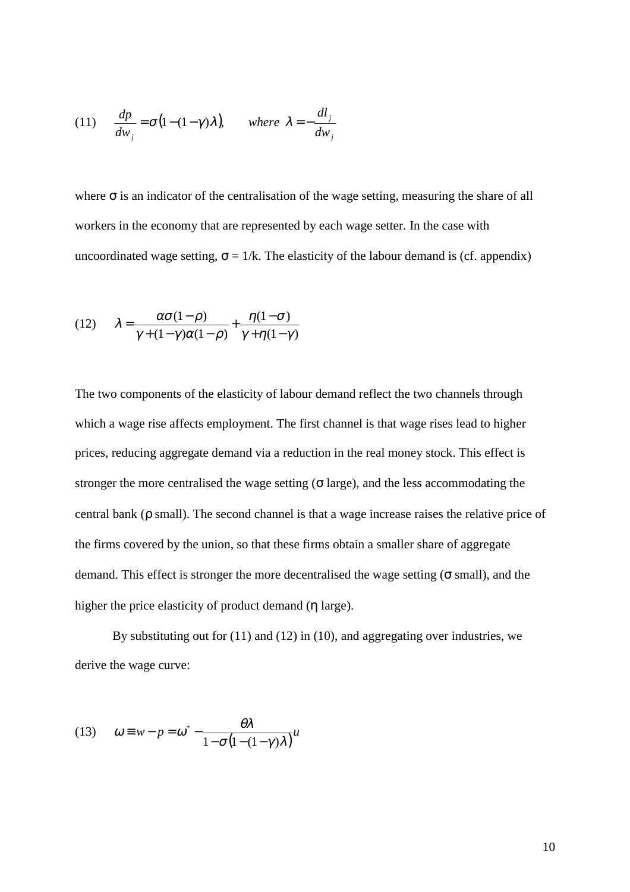$$(11) \qquad \frac{dp}{dw_j} = \sigma\big(1-(1-\gamma)\lambda\big), \qquad where \;\; \lambda = -\frac{dl_j}{dw_j}$$

where $\sigma$ is an indicator of the centralisation of the wage setting, measuring the share of all workers in the economy that are represented by each wage setter. In the case with uncoordinated wage setting, $\sigma = 1/k$. The elasticity of the labour demand is (cf. appendix)

$$(12) \qquad \lambda = \frac{\alpha\sigma(1-\rho)}{\gamma+(1-\gamma)\alpha(1-\rho)} + \frac{\eta(1-\sigma)}{\gamma+\eta(1-\gamma)}$$

The two components of the elasticity of labour demand reflect the two channels through which a wage rise affects employment. The first channel is that wage rises lead to higher prices, reducing aggregate demand via a reduction in the real money stock. This effect is stronger the more centralised the wage setting ($\sigma$ large), and the less accommodating the central bank ($\rho$ small). The second channel is that a wage increase raises the relative price of the firms covered by the union, so that these firms obtain a smaller share of aggregate demand. This effect is stronger the more decentralised the wage setting ($\sigma$ small), and the higher the price elasticity of product demand ($\eta$ large).

By substituting out for (11) and (12) in (10), and aggregating over industries, we derive the wage curve:

$$(13) \qquad \omega \equiv w - p = \omega^* - \frac{\theta\lambda}{1-\sigma\big(1-(1-\gamma)\lambda\big)}u$$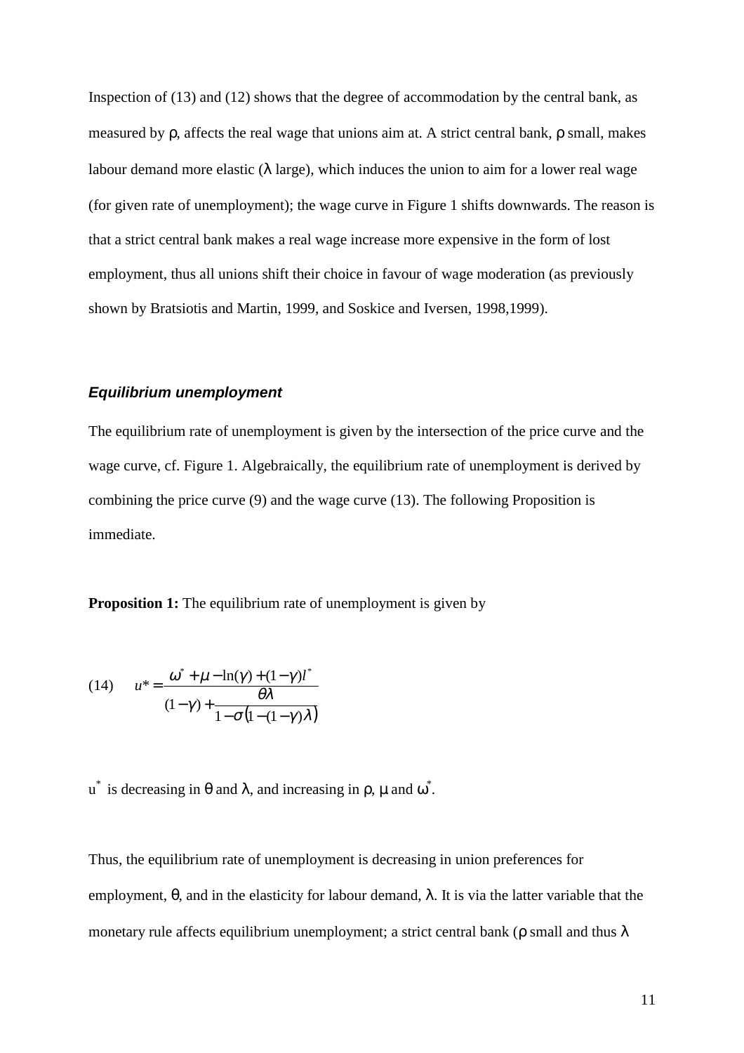Inspection of (13) and (12) shows that the degree of accommodation by the central bank, as measured by $\rho$, affects the real wage that unions aim at. A strict central bank, $\rho$ small, makes labour demand more elastic ($\lambda$ large), which induces the union to aim for a lower real wage (for given rate of unemployment); the wage curve in Figure 1 shifts downwards. The reason is that a strict central bank makes a real wage increase more expensive in the form of lost employment, thus all unions shift their choice in favour of wage moderation (as previously shown by Bratsiotis and Martin, 1999, and Soskice and Iversen, 1998,1999).

### *Equilibrium unemployment*

The equilibrium rate of unemployment is given by the intersection of the price curve and the wage curve, cf. Figure 1. Algebraically, the equilibrium rate of unemployment is derived by combining the price curve (9) and the wage curve (13). The following Proposition is immediate.

**Proposition 1:** The equilibrium rate of unemployment is given by

$$(14) \qquad u^* = \frac{\omega^* + \mu - \ln(\gamma) + (1-\gamma)l^*}{(1-\gamma) + \dfrac{\theta\lambda}{1-\sigma\big(1-(1-\gamma)\lambda\big)}}$$

$u^*$ is decreasing in $\theta$ and $\lambda$, and increasing in $\rho$, $\mu$ and $\omega^*$.

Thus, the equilibrium rate of unemployment is decreasing in union preferences for employment, $\theta$, and in the elasticity for labour demand, $\lambda$. It is via the latter variable that the monetary rule affects equilibrium unemployment; a strict central bank ($\rho$ small and thus $\lambda$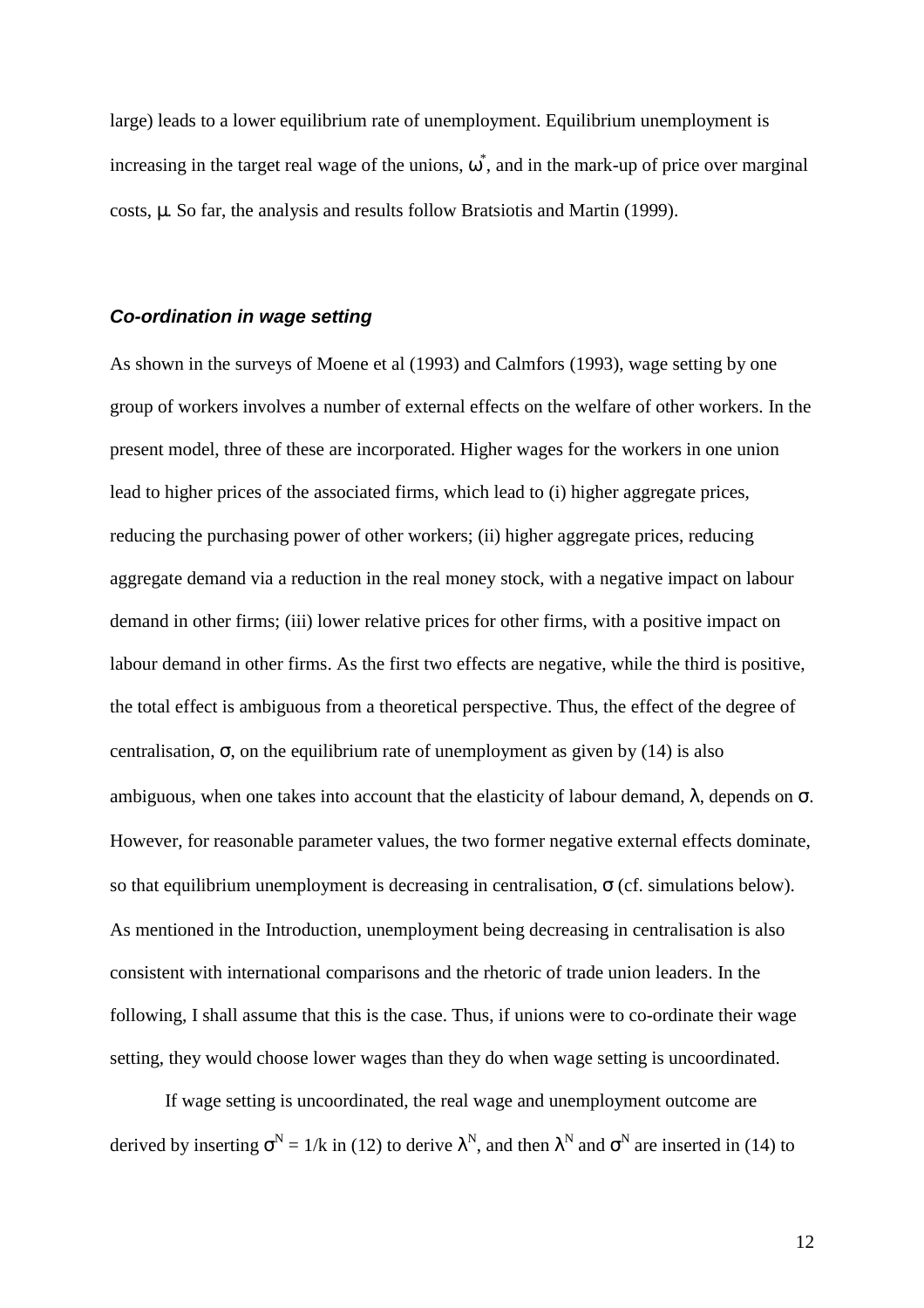large) leads to a lower equilibrium rate of unemployment. Equilibrium unemployment is increasing in the target real wage of the unions, $\omega^*$, and in the mark-up of price over marginal costs, $\mu$. So far, the analysis and results follow Bratsiotis and Martin (1999).

### *Co-ordination in wage setting*

As shown in the surveys of Moene et al (1993) and Calmfors (1993), wage setting by one group of workers involves a number of external effects on the welfare of other workers. In the present model, three of these are incorporated. Higher wages for the workers in one union lead to higher prices of the associated firms, which lead to (i) higher aggregate prices, reducing the purchasing power of other workers; (ii) higher aggregate prices, reducing aggregate demand via a reduction in the real money stock, with a negative impact on labour demand in other firms; (iii) lower relative prices for other firms, with a positive impact on labour demand in other firms. As the first two effects are negative, while the third is positive, the total effect is ambiguous from a theoretical perspective. Thus, the effect of the degree of centralisation, $\sigma$, on the equilibrium rate of unemployment as given by (14) is also ambiguous, when one takes into account that the elasticity of labour demand, $\lambda$, depends on $\sigma$. However, for reasonable parameter values, the two former negative external effects dominate, so that equilibrium unemployment is decreasing in centralisation, $\sigma$ (cf. simulations below). As mentioned in the Introduction, unemployment being decreasing in centralisation is also consistent with international comparisons and the rhetoric of trade union leaders. In the following, I shall assume that this is the case. Thus, if unions were to co-ordinate their wage setting, they would choose lower wages than they do when wage setting is uncoordinated.

If wage setting is uncoordinated, the real wage and unemployment outcome are derived by inserting $\sigma^N = 1/k$ in (12) to derive $\lambda^N$, and then $\lambda^N$ and $\sigma^N$ are inserted in (14) to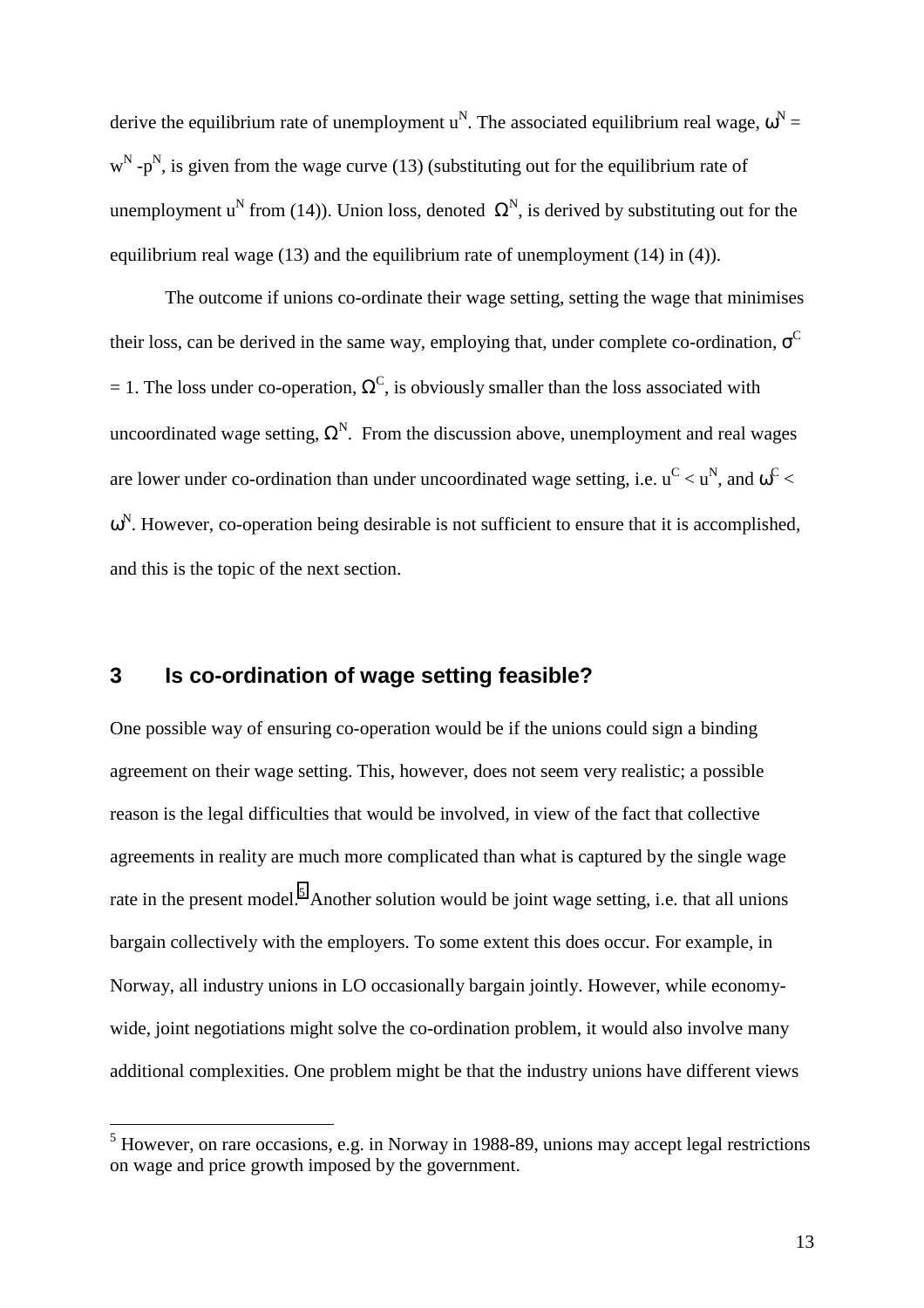derive the equilibrium rate of unemployment $u^N$. The associated equilibrium real wage, $\omega^N = w^N - p^N$, is given from the wage curve (13) (substituting out for the equilibrium rate of unemployment $u^N$ from (14)). Union loss, denoted $\Omega^N$, is derived by substituting out for the equilibrium real wage (13) and the equilibrium rate of unemployment (14) in (4)).

The outcome if unions co-ordinate their wage setting, setting the wage that minimises their loss, can be derived in the same way, employing that, under complete co-ordination, $\sigma^C = 1$. The loss under co-operation, $\Omega^C$, is obviously smaller than the loss associated with uncoordinated wage setting, $\Omega^N$. From the discussion above, unemployment and real wages are lower under co-ordination than under uncoordinated wage setting, i.e. $u^C < u^N$, and $\omega^C < \omega^N$. However, co-operation being desirable is not sufficient to ensure that it is accomplished, and this is the topic of the next section.

## 3 Is co-ordination of wage setting feasible?

One possible way of ensuring co-operation would be if the unions could sign a binding agreement on their wage setting. This, however, does not seem very realistic; a possible reason is the legal difficulties that would be involved, in view of the fact that collective agreements in reality are much more complicated than what is captured by the single wage rate in the present model.[5] Another solution would be joint wage setting, i.e. that all unions bargain collectively with the employers. To some extent this does occur. For example, in Norway, all industry unions in LO occasionally bargain jointly. However, while economy-wide, joint negotiations might solve the co-ordination problem, it would also involve many additional complexities. One problem might be that the industry unions have different views

[5] However, on rare occasions, e.g. in Norway in 1988-89, unions may accept legal restrictions on wage and price growth imposed by the government.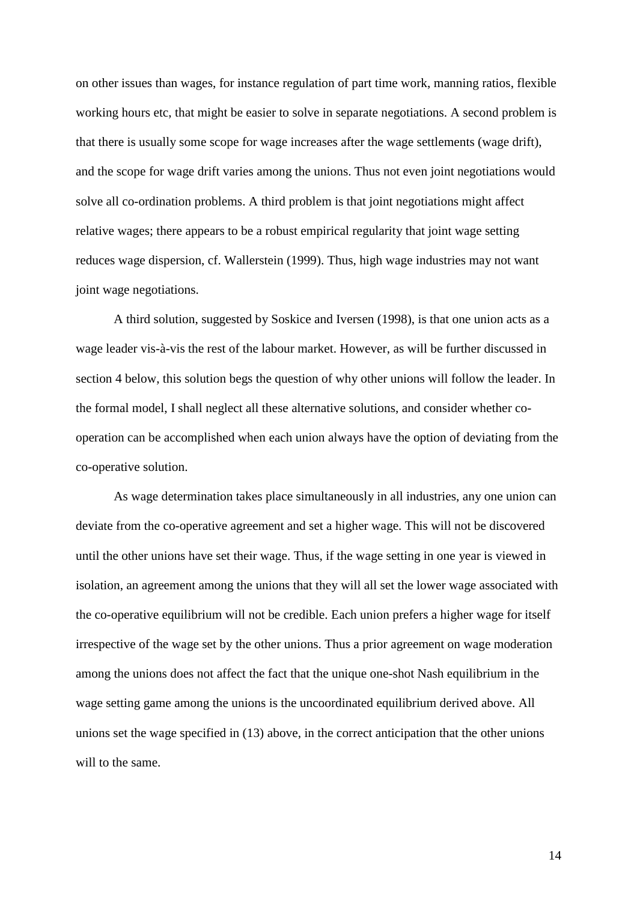on other issues than wages, for instance regulation of part time work, manning ratios, flexible working hours etc, that might be easier to solve in separate negotiations. A second problem is that there is usually some scope for wage increases after the wage settlements (wage drift), and the scope for wage drift varies among the unions. Thus not even joint negotiations would solve all co-ordination problems. A third problem is that joint negotiations might affect relative wages; there appears to be a robust empirical regularity that joint wage setting reduces wage dispersion, cf. Wallerstein (1999). Thus, high wage industries may not want joint wage negotiations.

A third solution, suggested by Soskice and Iversen (1998), is that one union acts as a wage leader vis-à-vis the rest of the labour market. However, as will be further discussed in section 4 below, this solution begs the question of why other unions will follow the leader. In the formal model, I shall neglect all these alternative solutions, and consider whether co-operation can be accomplished when each union always have the option of deviating from the co-operative solution.

As wage determination takes place simultaneously in all industries, any one union can deviate from the co-operative agreement and set a higher wage. This will not be discovered until the other unions have set their wage. Thus, if the wage setting in one year is viewed in isolation, an agreement among the unions that they will all set the lower wage associated with the co-operative equilibrium will not be credible. Each union prefers a higher wage for itself irrespective of the wage set by the other unions. Thus a prior agreement on wage moderation among the unions does not affect the fact that the unique one-shot Nash equilibrium in the wage setting game among the unions is the uncoordinated equilibrium derived above. All unions set the wage specified in (13) above, in the correct anticipation that the other unions will to the same.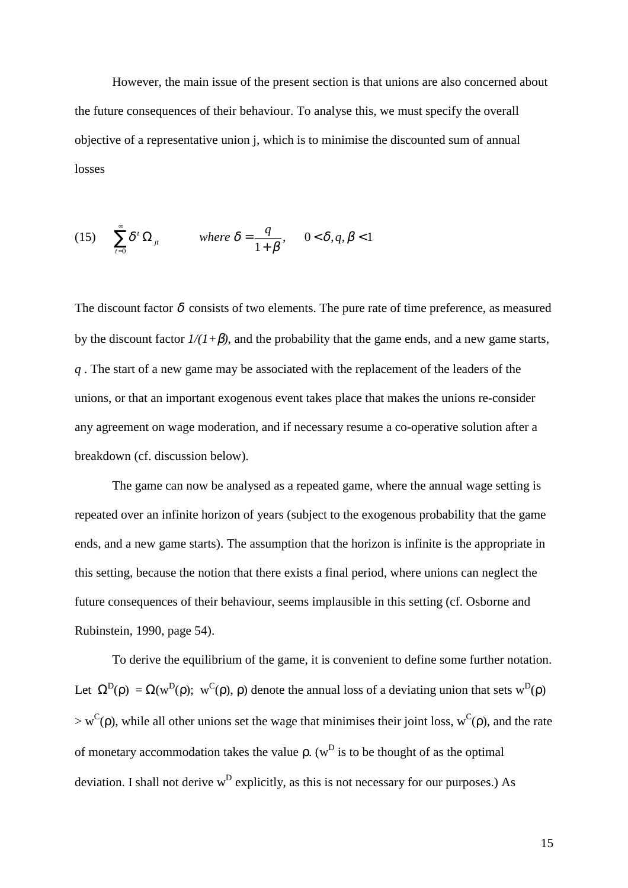However, the main issue of the present section is that unions are also concerned about the future consequences of their behaviour. To analyse this, we must specify the overall objective of a representative union j, which is to minimise the discounted sum of annual losses

$$(15) \quad \sum_{t=0}^{\infty} \delta^t \,\Omega_{jt} \qquad where\ \delta = \frac{q}{1+\beta}, \quad 0 < \delta, q, \beta < 1$$

The discount factor $\delta$ consists of two elements. The pure rate of time preference, as measured by the discount factor $1/(1+\beta)$, and the probability that the game ends, and a new game starts, $q$ . The start of a new game may be associated with the replacement of the leaders of the unions, or that an important exogenous event takes place that makes the unions re-consider any agreement on wage moderation, and if necessary resume a co-operative solution after a breakdown (cf. discussion below).

The game can now be analysed as a repeated game, where the annual wage setting is repeated over an infinite horizon of years (subject to the exogenous probability that the game ends, and a new game starts). The assumption that the horizon is infinite is the appropriate in this setting, because the notion that there exists a final period, where unions can neglect the future consequences of their behaviour, seems implausible in this setting (cf. Osborne and Rubinstein, 1990, page 54).

To derive the equilibrium of the game, it is convenient to define some further notation. Let $\Omega^D(\rho) = \Omega(w^D(\rho);\ w^C(\rho), \rho)$ denote the annual loss of a deviating union that sets $w^D(\rho) > w^C(\rho)$, while all other unions set the wage that minimises their joint loss, $w^C(\rho)$, and the rate of monetary accommodation takes the value $\rho$. ($w^D$ is to be thought of as the optimal deviation. I shall not derive $w^D$ explicitly, as this is not necessary for our purposes.) As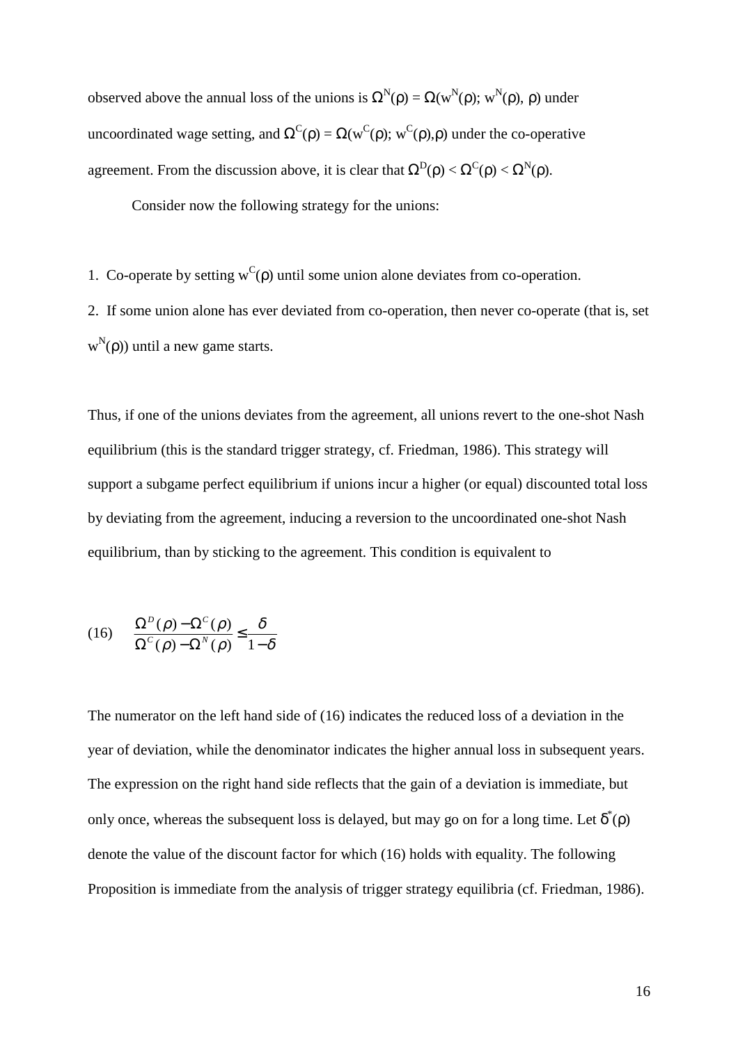observed above the annual loss of the unions is $\Omega^N(\rho) = \Omega(w^N(\rho); w^N(\rho), \rho)$ under uncoordinated wage setting, and $\Omega^C(\rho) = \Omega(w^C(\rho); w^C(\rho),\rho)$ under the co-operative agreement. From the discussion above, it is clear that $\Omega^D(\rho) < \Omega^C(\rho) < \Omega^N(\rho)$.

Consider now the following strategy for the unions:

1. Co-operate by setting $w^C(\rho)$ until some union alone deviates from co-operation.
2. If some union alone has ever deviated from co-operation, then never co-operate (that is, set $w^N(\rho)$) until a new game starts.

Thus, if one of the unions deviates from the agreement, all unions revert to the one-shot Nash equilibrium (this is the standard trigger strategy, cf. Friedman, 1986). This strategy will support a subgame perfect equilibrium if unions incur a higher (or equal) discounted total loss by deviating from the agreement, inducing a reversion to the uncoordinated one-shot Nash equilibrium, than by sticking to the agreement. This condition is equivalent to

$$(16) \qquad \frac{\Omega^D(\rho) - \Omega^C(\rho)}{\Omega^C(\rho) - \Omega^N(\rho)} \leq \frac{\delta}{1-\delta}$$

The numerator on the left hand side of (16) indicates the reduced loss of a deviation in the year of deviation, while the denominator indicates the higher annual loss in subsequent years. The expression on the right hand side reflects that the gain of a deviation is immediate, but only once, whereas the subsequent loss is delayed, but may go on for a long time. Let $\delta^*(\rho)$ denote the value of the discount factor for which (16) holds with equality. The following Proposition is immediate from the analysis of trigger strategy equilibria (cf. Friedman, 1986).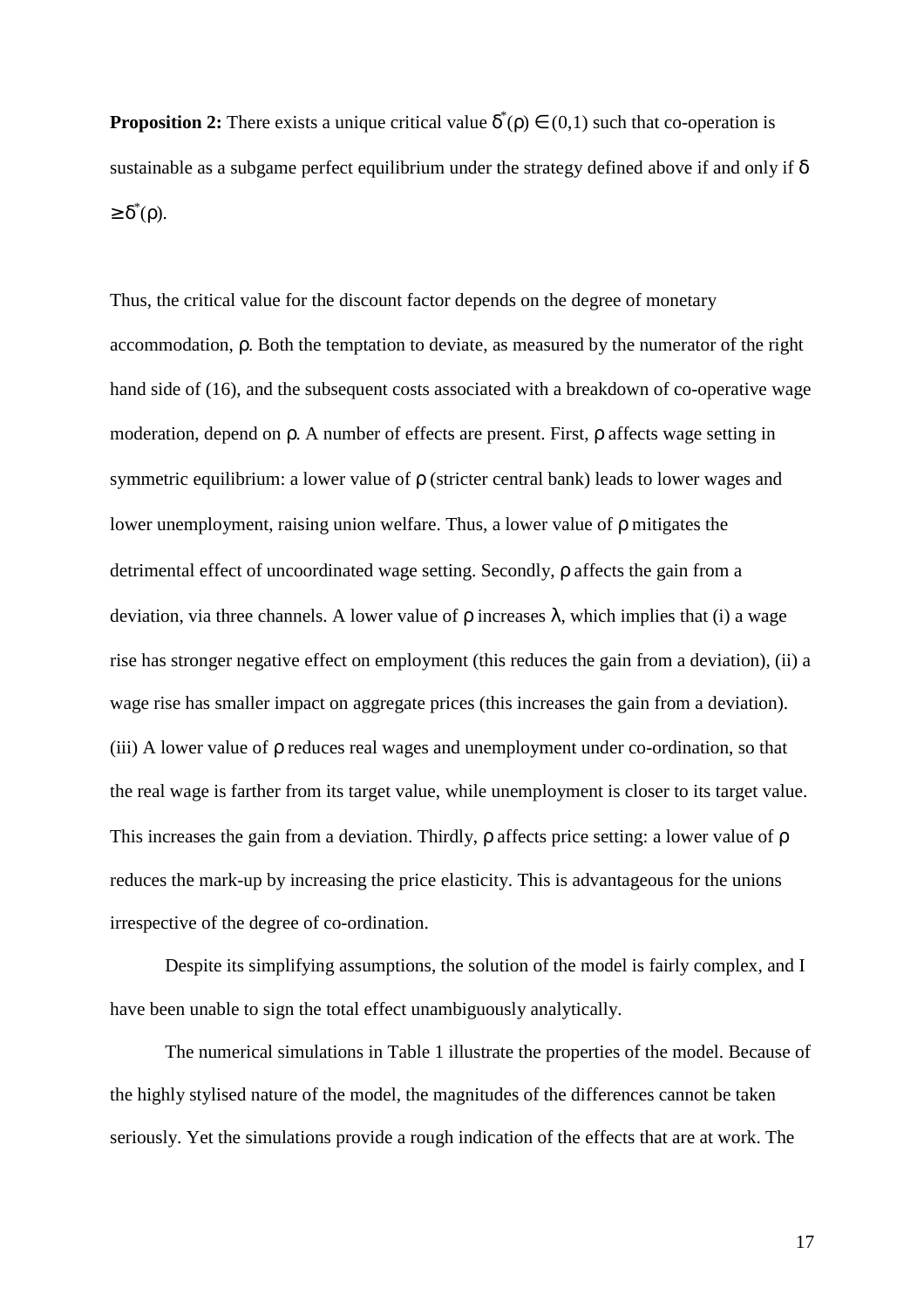**Proposition 2:** There exists a unique critical value $\delta^*(\rho) \in (0,1)$ such that co-operation is sustainable as a subgame perfect equilibrium under the strategy defined above if and only if $\delta \geq \delta^*(\rho)$.

Thus, the critical value for the discount factor depends on the degree of monetary accommodation, $\rho$. Both the temptation to deviate, as measured by the numerator of the right hand side of (16), and the subsequent costs associated with a breakdown of co-operative wage moderation, depend on $\rho$. A number of effects are present. First, $\rho$ affects wage setting in symmetric equilibrium: a lower value of $\rho$ (stricter central bank) leads to lower wages and lower unemployment, raising union welfare. Thus, a lower value of $\rho$ mitigates the detrimental effect of uncoordinated wage setting. Secondly, $\rho$ affects the gain from a deviation, via three channels. A lower value of $\rho$ increases $\lambda$, which implies that (i) a wage rise has stronger negative effect on employment (this reduces the gain from a deviation), (ii) a wage rise has smaller impact on aggregate prices (this increases the gain from a deviation). (iii) A lower value of $\rho$ reduces real wages and unemployment under co-ordination, so that the real wage is farther from its target value, while unemployment is closer to its target value. This increases the gain from a deviation. Thirdly, $\rho$ affects price setting: a lower value of $\rho$ reduces the mark-up by increasing the price elasticity. This is advantageous for the unions irrespective of the degree of co-ordination.

Despite its simplifying assumptions, the solution of the model is fairly complex, and I have been unable to sign the total effect unambiguously analytically.

The numerical simulations in Table 1 illustrate the properties of the model. Because of the highly stylised nature of the model, the magnitudes of the differences cannot be taken seriously. Yet the simulations provide a rough indication of the effects that are at work. The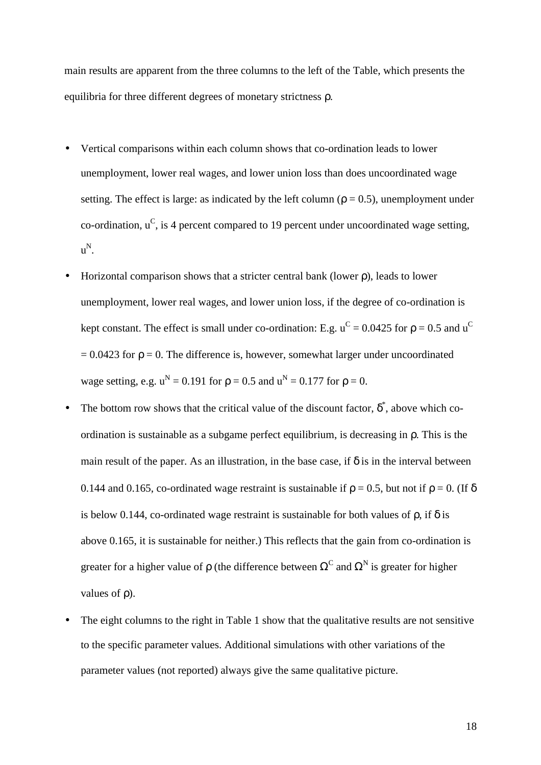main results are apparent from the three columns to the left of the Table, which presents the equilibria for three different degrees of monetary strictness $\rho$.

- Vertical comparisons within each column shows that co-ordination leads to lower unemployment, lower real wages, and lower union loss than does uncoordinated wage setting. The effect is large: as indicated by the left column ($\rho = 0.5$), unemployment under co-ordination, $u^C$, is 4 percent compared to 19 percent under uncoordinated wage setting, $u^N$.
- Horizontal comparison shows that a stricter central bank (lower $\rho$), leads to lower unemployment, lower real wages, and lower union loss, if the degree of co-ordination is kept constant. The effect is small under co-ordination: E.g. $u^C = 0.0425$ for $\rho = 0.5$ and $u^C = 0.0423$ for $\rho = 0$. The difference is, however, somewhat larger under uncoordinated wage setting, e.g. $u^N = 0.191$ for $\rho = 0.5$ and $u^N = 0.177$ for $\rho = 0$.
- The bottom row shows that the critical value of the discount factor, $\delta^*$, above which co-ordination is sustainable as a subgame perfect equilibrium, is decreasing in $\rho$. This is the main result of the paper. As an illustration, in the base case, if $\delta$ is in the interval between 0.144 and 0.165, co-ordinated wage restraint is sustainable if $\rho = 0.5$, but not if $\rho = 0$. (If $\delta$ is below 0.144, co-ordinated wage restraint is sustainable for both values of $\rho$, if $\delta$ is above 0.165, it is sustainable for neither.) This reflects that the gain from co-ordination is greater for a higher value of $\rho$ (the difference between $\Omega^C$ and $\Omega^N$ is greater for higher values of $\rho$).
- The eight columns to the right in Table 1 show that the qualitative results are not sensitive to the specific parameter values. Additional simulations with other variations of the parameter values (not reported) always give the same qualitative picture.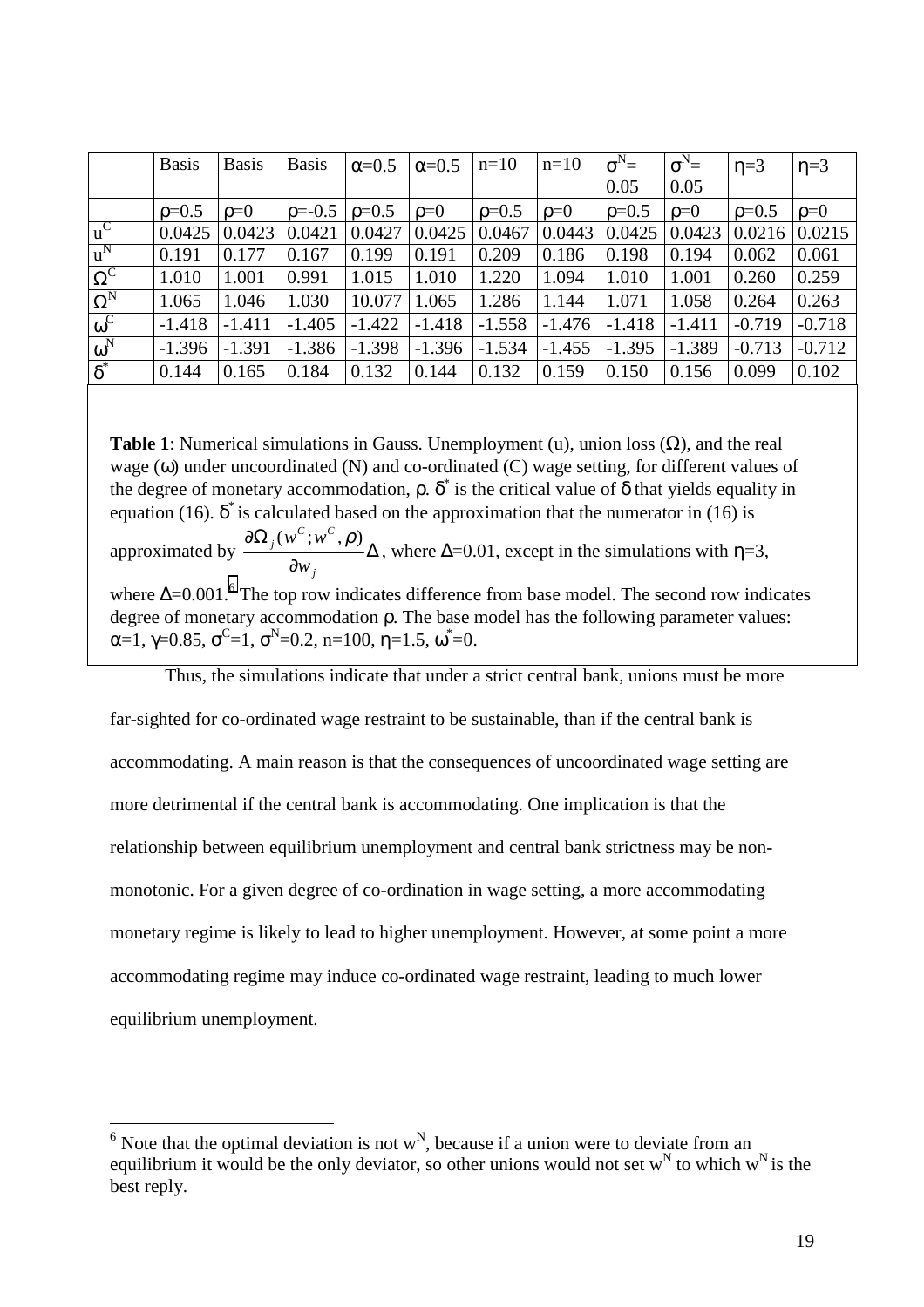| | Basis | Basis | Basis | $\alpha$=0.5 | $\alpha$=0.5 | n=10 | n=10 | $\sigma^N$= 0.05 | $\sigma^N$= 0.05 | $\eta$=3 | $\eta$=3 |
|---|---|---|---|---|---|---|---|---|---|---|---|
| | $\rho$=0.5 | $\rho$=0 | $\rho$=-0.5 | $\rho$=0.5 | $\rho$=0 | $\rho$=0.5 | $\rho$=0 | $\rho$=0.5 | $\rho$=0 | $\rho$=0.5 | $\rho$=0 |
| $u^C$ | 0.0425 | 0.0423 | 0.0421 | 0.0427 | 0.0425 | 0.0467 | 0.0443 | 0.0425 | 0.0423 | 0.0216 | 0.0215 |
| $u^N$ | 0.191 | 0.177 | 0.167 | 0.199 | 0.191 | 0.209 | 0.186 | 0.198 | 0.194 | 0.062 | 0.061 |
| $\Omega^C$ | 1.010 | 1.001 | 0.991 | 1.015 | 1.010 | 1.220 | 1.094 | 1.010 | 1.001 | 0.260 | 0.259 |
| $\Omega^N$ | 1.065 | 1.046 | 1.030 | 10.077 | 1.065 | 1.286 | 1.144 | 1.071 | 1.058 | 0.264 | 0.263 |
| $\omega^C$ | -1.418 | -1.411 | -1.405 | -1.422 | -1.418 | -1.558 | -1.476 | -1.418 | -1.411 | -0.719 | -0.718 |
| $\omega^N$ | -1.396 | -1.391 | -1.386 | -1.398 | -1.396 | -1.534 | -1.455 | -1.395 | -1.389 | -0.713 | -0.712 |
| $\delta^*$ | 0.144 | 0.165 | 0.184 | 0.132 | 0.144 | 0.132 | 0.159 | 0.150 | 0.156 | 0.099 | 0.102 |

**Table 1**: Numerical simulations in Gauss. Unemployment (u), union loss ($\Omega$), and the real wage ($\omega$) under uncoordinated (N) and co-ordinated (C) wage setting, for different values of the degree of monetary accommodation, $\rho$. $\delta^*$ is the critical value of $\delta$ that yields equality in equation (16). $\delta^*$ is calculated based on the approximation that the numerator in (16) is approximated by $\frac{\partial \Omega_j (w^C; w^C, \rho)}{\partial w_j} \Delta$, where $\Delta$=0.01, except in the simulations with $\eta$=3, where $\Delta$=0.001.[6] The top row indicates difference from base model. The second row indicates degree of monetary accommodation $\rho$. The base model has the following parameter values: $\alpha$=1, $\gamma$=0.85, $\sigma^C$=1, $\sigma^N$=0.2, n=100, $\eta$=1.5, $\omega^*$=0.

Thus, the simulations indicate that under a strict central bank, unions must be more far-sighted for co-ordinated wage restraint to be sustainable, than if the central bank is accommodating. A main reason is that the consequences of uncoordinated wage setting are more detrimental if the central bank is accommodating. One implication is that the relationship between equilibrium unemployment and central bank strictness may be non-monotonic. For a given degree of co-ordination in wage setting, a more accommodating monetary regime is likely to lead to higher unemployment. However, at some point a more accommodating regime may induce co-ordinated wage restraint, leading to much lower equilibrium unemployment.

[6] Note that the optimal deviation is not $w^N$, because if a union were to deviate from an equilibrium it would be the only deviator, so other unions would not set $w^N$ to which $w^N$ is the best reply.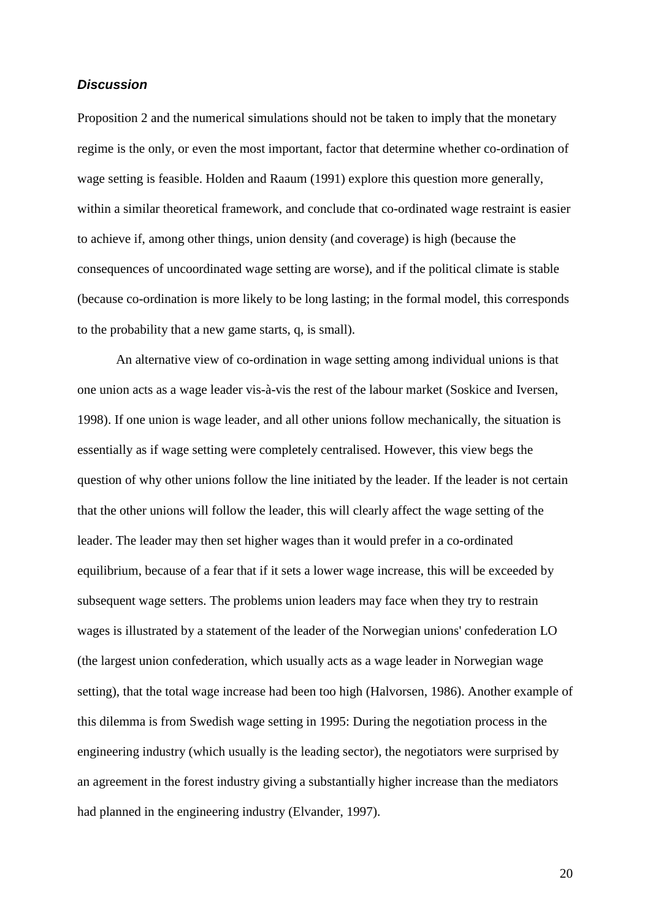### *Discussion*

Proposition 2 and the numerical simulations should not be taken to imply that the monetary regime is the only, or even the most important, factor that determine whether co-ordination of wage setting is feasible. Holden and Raaum (1991) explore this question more generally, within a similar theoretical framework, and conclude that co-ordinated wage restraint is easier to achieve if, among other things, union density (and coverage) is high (because the consequences of uncoordinated wage setting are worse), and if the political climate is stable (because co-ordination is more likely to be long lasting; in the formal model, this corresponds to the probability that a new game starts, q, is small).

An alternative view of co-ordination in wage setting among individual unions is that one union acts as a wage leader vis-à-vis the rest of the labour market (Soskice and Iversen, 1998). If one union is wage leader, and all other unions follow mechanically, the situation is essentially as if wage setting were completely centralised. However, this view begs the question of why other unions follow the line initiated by the leader. If the leader is not certain that the other unions will follow the leader, this will clearly affect the wage setting of the leader. The leader may then set higher wages than it would prefer in a co-ordinated equilibrium, because of a fear that if it sets a lower wage increase, this will be exceeded by subsequent wage setters. The problems union leaders may face when they try to restrain wages is illustrated by a statement of the leader of the Norwegian unions' confederation LO (the largest union confederation, which usually acts as a wage leader in Norwegian wage setting), that the total wage increase had been too high (Halvorsen, 1986). Another example of this dilemma is from Swedish wage setting in 1995: During the negotiation process in the engineering industry (which usually is the leading sector), the negotiators were surprised by an agreement in the forest industry giving a substantially higher increase than the mediators had planned in the engineering industry (Elvander, 1997).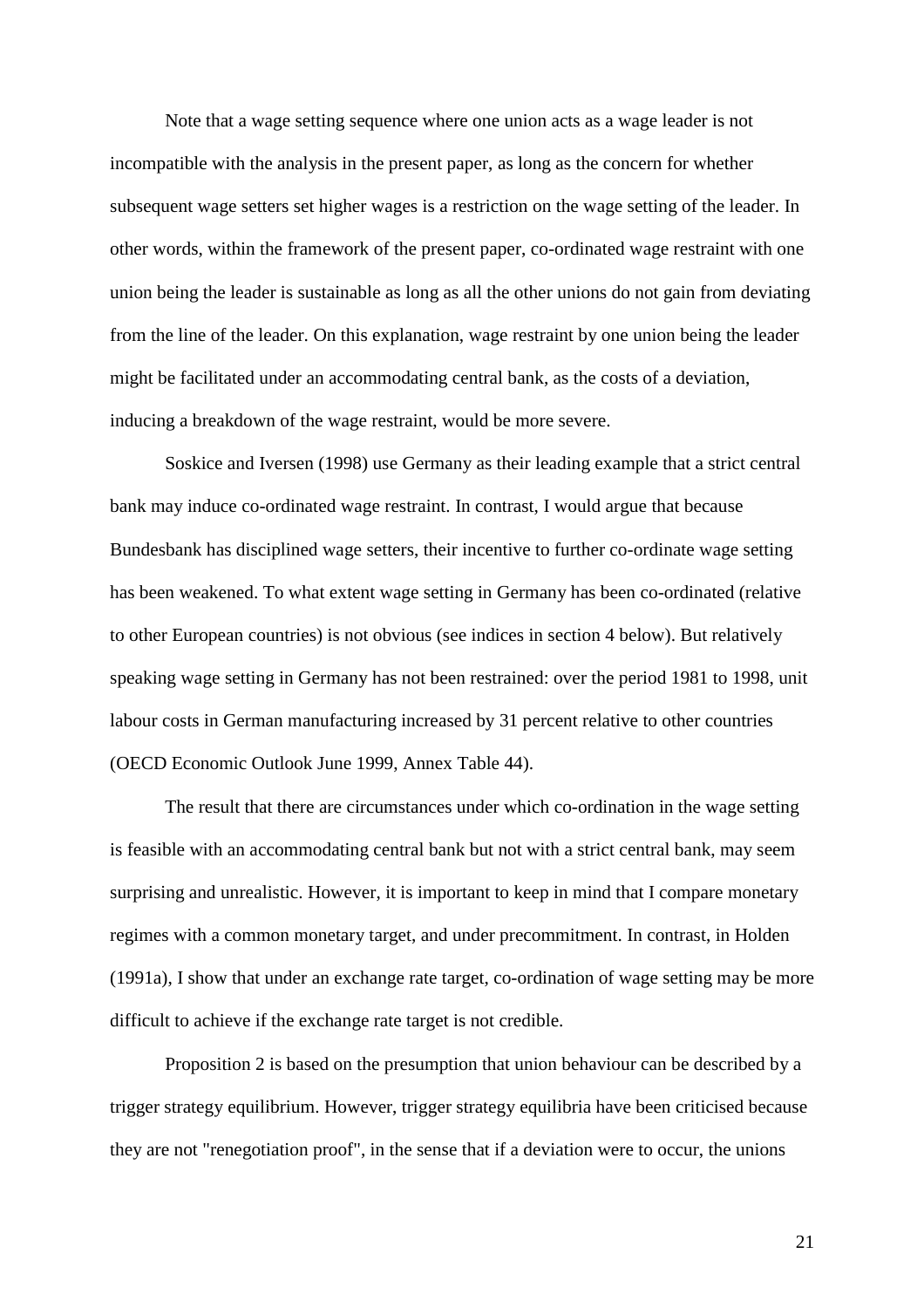Note that a wage setting sequence where one union acts as a wage leader is not incompatible with the analysis in the present paper, as long as the concern for whether subsequent wage setters set higher wages is a restriction on the wage setting of the leader. In other words, within the framework of the present paper, co-ordinated wage restraint with one union being the leader is sustainable as long as all the other unions do not gain from deviating from the line of the leader. On this explanation, wage restraint by one union being the leader might be facilitated under an accommodating central bank, as the costs of a deviation, inducing a breakdown of the wage restraint, would be more severe.

Soskice and Iversen (1998) use Germany as their leading example that a strict central bank may induce co-ordinated wage restraint. In contrast, I would argue that because Bundesbank has disciplined wage setters, their incentive to further co-ordinate wage setting has been weakened. To what extent wage setting in Germany has been co-ordinated (relative to other European countries) is not obvious (see indices in section 4 below). But relatively speaking wage setting in Germany has not been restrained: over the period 1981 to 1998, unit labour costs in German manufacturing increased by 31 percent relative to other countries (OECD Economic Outlook June 1999, Annex Table 44).

The result that there are circumstances under which co-ordination in the wage setting is feasible with an accommodating central bank but not with a strict central bank, may seem surprising and unrealistic. However, it is important to keep in mind that I compare monetary regimes with a common monetary target, and under precommitment. In contrast, in Holden (1991a), I show that under an exchange rate target, co-ordination of wage setting may be more difficult to achieve if the exchange rate target is not credible.

Proposition 2 is based on the presumption that union behaviour can be described by a trigger strategy equilibrium. However, trigger strategy equilibria have been criticised because they are not "renegotiation proof", in the sense that if a deviation were to occur, the unions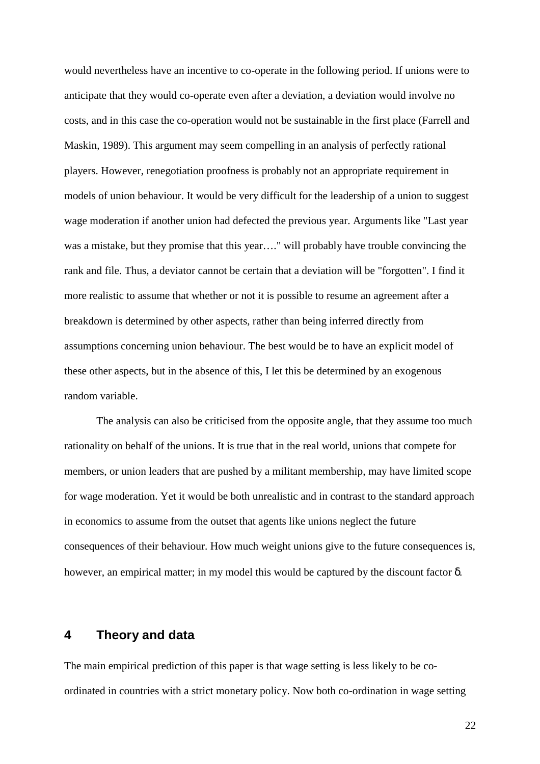would nevertheless have an incentive to co-operate in the following period. If unions were to anticipate that they would co-operate even after a deviation, a deviation would involve no costs, and in this case the co-operation would not be sustainable in the first place (Farrell and Maskin, 1989). This argument may seem compelling in an analysis of perfectly rational players. However, renegotiation proofness is probably not an appropriate requirement in models of union behaviour. It would be very difficult for the leadership of a union to suggest wage moderation if another union had defected the previous year. Arguments like "Last year was a mistake, but they promise that this year…." will probably have trouble convincing the rank and file. Thus, a deviator cannot be certain that a deviation will be "forgotten". I find it more realistic to assume that whether or not it is possible to resume an agreement after a breakdown is determined by other aspects, rather than being inferred directly from assumptions concerning union behaviour. The best would be to have an explicit model of these other aspects, but in the absence of this, I let this be determined by an exogenous random variable.

The analysis can also be criticised from the opposite angle, that they assume too much rationality on behalf of the unions. It is true that in the real world, unions that compete for members, or union leaders that are pushed by a militant membership, may have limited scope for wage moderation. Yet it would be both unrealistic and in contrast to the standard approach in economics to assume from the outset that agents like unions neglect the future consequences of their behaviour. How much weight unions give to the future consequences is, however, an empirical matter; in my model this would be captured by the discount factor $\delta$.

## 4 Theory and data

The main empirical prediction of this paper is that wage setting is less likely to be co-ordinated in countries with a strict monetary policy. Now both co-ordination in wage setting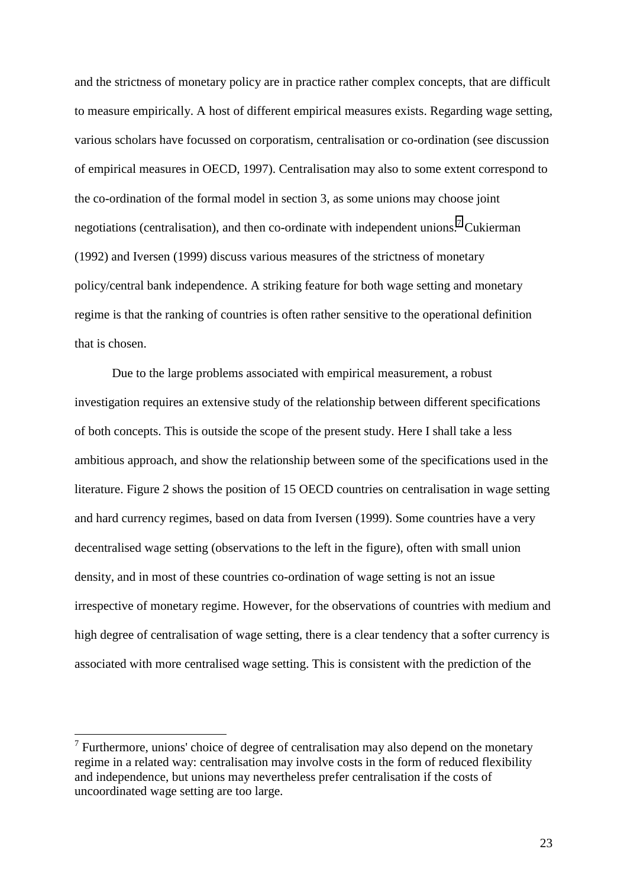and the strictness of monetary policy are in practice rather complex concepts, that are difficult to measure empirically. A host of different empirical measures exists. Regarding wage setting, various scholars have focussed on corporatism, centralisation or co-ordination (see discussion of empirical measures in OECD, 1997). Centralisation may also to some extent correspond to the co-ordination of the formal model in section 3, as some unions may choose joint negotiations (centralisation), and then co-ordinate with independent unions.[7] Cukierman (1992) and Iversen (1999) discuss various measures of the strictness of monetary policy/central bank independence. A striking feature for both wage setting and monetary regime is that the ranking of countries is often rather sensitive to the operational definition that is chosen.

Due to the large problems associated with empirical measurement, a robust investigation requires an extensive study of the relationship between different specifications of both concepts. This is outside the scope of the present study. Here I shall take a less ambitious approach, and show the relationship between some of the specifications used in the literature. Figure 2 shows the position of 15 OECD countries on centralisation in wage setting and hard currency regimes, based on data from Iversen (1999). Some countries have a very decentralised wage setting (observations to the left in the figure), often with small union density, and in most of these countries co-ordination of wage setting is not an issue irrespective of monetary regime. However, for the observations of countries with medium and high degree of centralisation of wage setting, there is a clear tendency that a softer currency is associated with more centralised wage setting. This is consistent with the prediction of the

[7] Furthermore, unions' choice of degree of centralisation may also depend on the monetary regime in a related way: centralisation may involve costs in the form of reduced flexibility and independence, but unions may nevertheless prefer centralisation if the costs of uncoordinated wage setting are too large.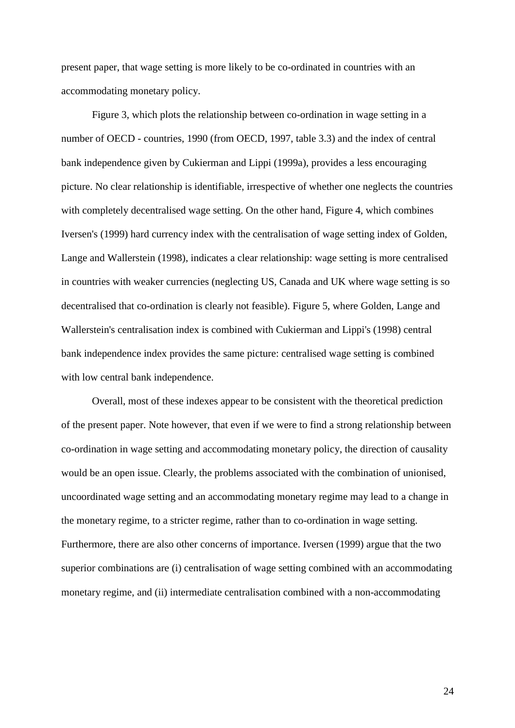present paper, that wage setting is more likely to be co-ordinated in countries with an accommodating monetary policy.

Figure 3, which plots the relationship between co-ordination in wage setting in a number of OECD - countries, 1990 (from OECD, 1997, table 3.3) and the index of central bank independence given by Cukierman and Lippi (1999a), provides a less encouraging picture. No clear relationship is identifiable, irrespective of whether one neglects the countries with completely decentralised wage setting. On the other hand, Figure 4, which combines Iversen's (1999) hard currency index with the centralisation of wage setting index of Golden, Lange and Wallerstein (1998), indicates a clear relationship: wage setting is more centralised in countries with weaker currencies (neglecting US, Canada and UK where wage setting is so decentralised that co-ordination is clearly not feasible). Figure 5, where Golden, Lange and Wallerstein's centralisation index is combined with Cukierman and Lippi's (1998) central bank independence index provides the same picture: centralised wage setting is combined with low central bank independence.

Overall, most of these indexes appear to be consistent with the theoretical prediction of the present paper. Note however, that even if we were to find a strong relationship between co-ordination in wage setting and accommodating monetary policy, the direction of causality would be an open issue. Clearly, the problems associated with the combination of unionised, uncoordinated wage setting and an accommodating monetary regime may lead to a change in the monetary regime, to a stricter regime, rather than to co-ordination in wage setting. Furthermore, there are also other concerns of importance. Iversen (1999) argue that the two superior combinations are (i) centralisation of wage setting combined with an accommodating monetary regime, and (ii) intermediate centralisation combined with a non-accommodating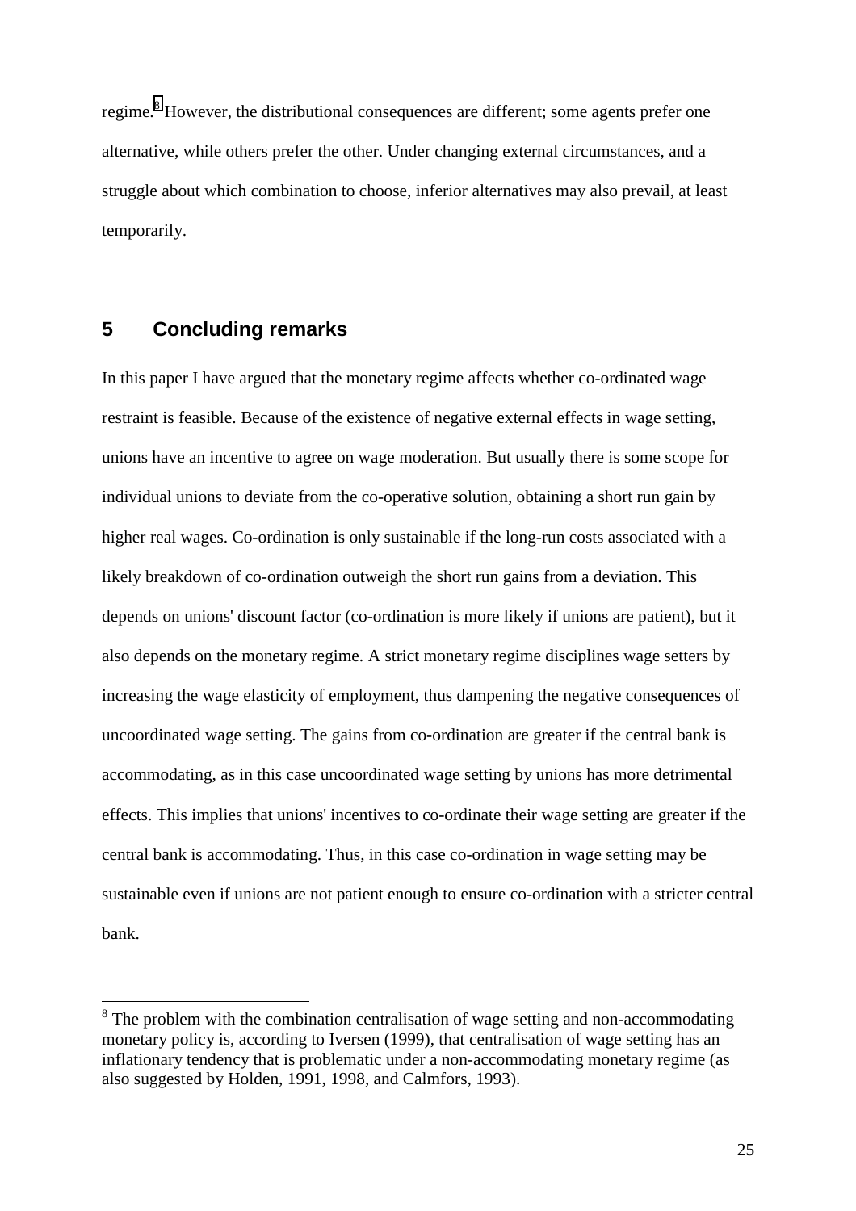regime.[8] However, the distributional consequences are different; some agents prefer one alternative, while others prefer the other. Under changing external circumstances, and a struggle about which combination to choose, inferior alternatives may also prevail, at least temporarily.

## 5 Concluding remarks

In this paper I have argued that the monetary regime affects whether co-ordinated wage restraint is feasible. Because of the existence of negative external effects in wage setting, unions have an incentive to agree on wage moderation. But usually there is some scope for individual unions to deviate from the co-operative solution, obtaining a short run gain by higher real wages. Co-ordination is only sustainable if the long-run costs associated with a likely breakdown of co-ordination outweigh the short run gains from a deviation. This depends on unions' discount factor (co-ordination is more likely if unions are patient), but it also depends on the monetary regime. A strict monetary regime disciplines wage setters by increasing the wage elasticity of employment, thus dampening the negative consequences of uncoordinated wage setting. The gains from co-ordination are greater if the central bank is accommodating, as in this case uncoordinated wage setting by unions has more detrimental effects. This implies that unions' incentives to co-ordinate their wage setting are greater if the central bank is accommodating. Thus, in this case co-ordination in wage setting may be sustainable even if unions are not patient enough to ensure co-ordination with a stricter central bank.

[8] The problem with the combination centralisation of wage setting and non-accommodating monetary policy is, according to Iversen (1999), that centralisation of wage setting has an inflationary tendency that is problematic under a non-accommodating monetary regime (as also suggested by Holden, 1991, 1998, and Calmfors, 1993).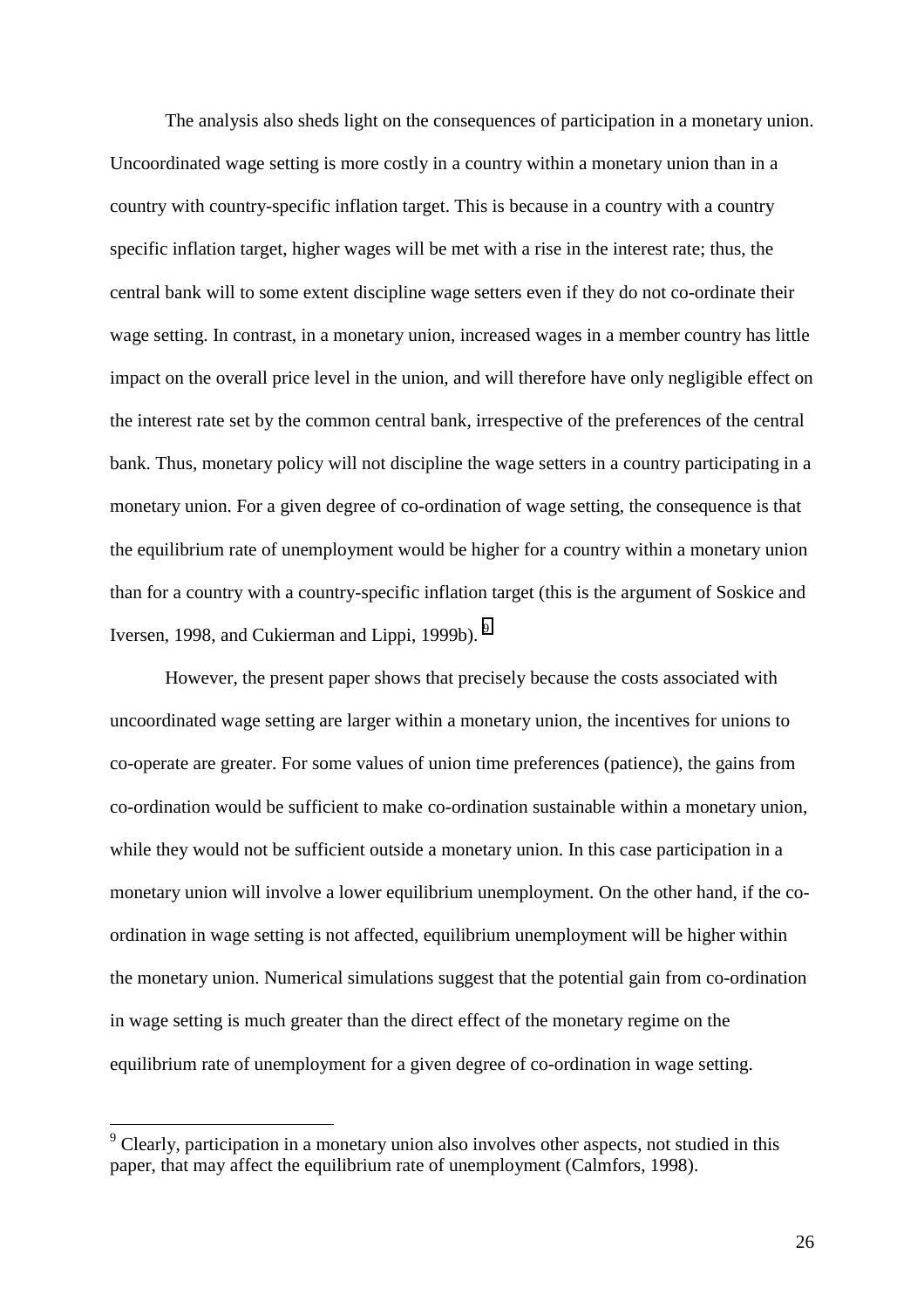The analysis also sheds light on the consequences of participation in a monetary union. Uncoordinated wage setting is more costly in a country within a monetary union than in a country with country-specific inflation target. This is because in a country with a country specific inflation target, higher wages will be met with a rise in the interest rate; thus, the central bank will to some extent discipline wage setters even if they do not co-ordinate their wage setting. In contrast, in a monetary union, increased wages in a member country has little impact on the overall price level in the union, and will therefore have only negligible effect on the interest rate set by the common central bank, irrespective of the preferences of the central bank. Thus, monetary policy will not discipline the wage setters in a country participating in a monetary union. For a given degree of co-ordination of wage setting, the consequence is that the equilibrium rate of unemployment would be higher for a country within a monetary union than for a country with a country-specific inflation target (this is the argument of Soskice and Iversen, 1998, and Cukierman and Lippi, 1999b).[9]

However, the present paper shows that precisely because the costs associated with uncoordinated wage setting are larger within a monetary union, the incentives for unions to co-operate are greater. For some values of union time preferences (patience), the gains from co-ordination would be sufficient to make co-ordination sustainable within a monetary union, while they would not be sufficient outside a monetary union. In this case participation in a monetary union will involve a lower equilibrium unemployment. On the other hand, if the co-ordination in wage setting is not affected, equilibrium unemployment will be higher within the monetary union. Numerical simulations suggest that the potential gain from co-ordination in wage setting is much greater than the direct effect of the monetary regime on the equilibrium rate of unemployment for a given degree of co-ordination in wage setting.

[9] Clearly, participation in a monetary union also involves other aspects, not studied in this paper, that may affect the equilibrium rate of unemployment (Calmfors, 1998).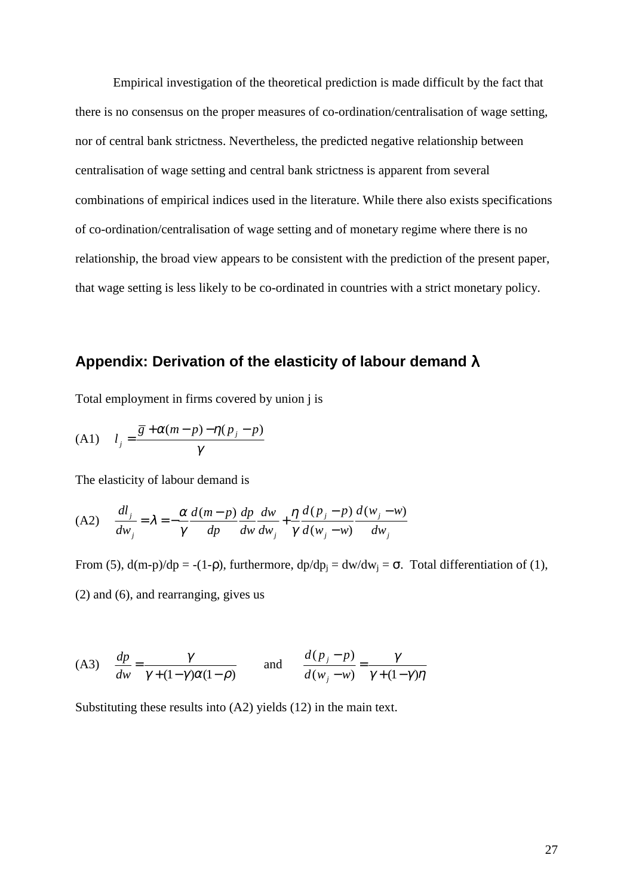Empirical investigation of the theoretical prediction is made difficult by the fact that there is no consensus on the proper measures of co-ordination/centralisation of wage setting, nor of central bank strictness. Nevertheless, the predicted negative relationship between centralisation of wage setting and central bank strictness is apparent from several combinations of empirical indices used in the literature. While there also exists specifications of co-ordination/centralisation of wage setting and of monetary regime where there is no relationship, the broad view appears to be consistent with the prediction of the present paper, that wage setting is less likely to be co-ordinated in countries with a strict monetary policy.

## Appendix: Derivation of the elasticity of labour demand λ

Total employment in firms covered by union j is

$$\text{(A1)} \quad l_j = \frac{\bar{g} + \alpha(m-p) - \eta(p_j - p)}{\gamma}$$

The elasticity of labour demand is

$$\text{(A2)} \quad \frac{dl_j}{dw_j} = \lambda = -\frac{\alpha}{\gamma}\frac{d(m-p)}{dp}\frac{dp}{dw}\frac{dw}{dw_j} + \frac{\eta}{\gamma}\frac{d(p_j - p)}{d(w_j - w)}\frac{d(w_j - w)}{dw_j}$$

From (5), $d(m-p)/dp = -(1-\rho)$, furthermore, $dp/dp_j = dw/dw_j = \sigma$. Total differentiation of (1), (2) and (6), and rearranging, gives us

$$\text{(A3)} \quad \frac{dp}{dw} = \frac{\gamma}{\gamma + (1-\gamma)\alpha(1-\rho)} \qquad \text{and} \qquad \frac{d(p_j - p)}{d(w_j - w)} = \frac{\gamma}{\gamma + (1-\gamma)\eta}$$

Substituting these results into (A2) yields (12) in the main text.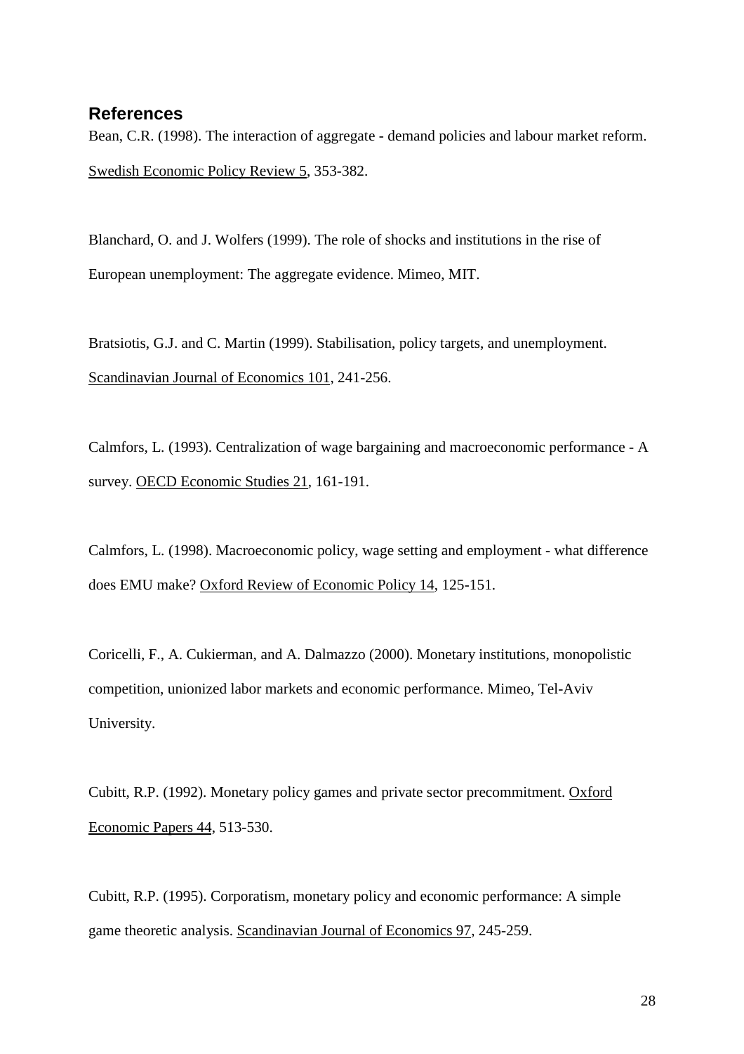## References

Bean, C.R. (1998). The interaction of aggregate - demand policies and labour market reform. Swedish Economic Policy Review 5, 353-382.

Blanchard, O. and J. Wolfers (1999). The role of shocks and institutions in the rise of European unemployment: The aggregate evidence. Mimeo, MIT.

Bratsiotis, G.J. and C. Martin (1999). Stabilisation, policy targets, and unemployment. Scandinavian Journal of Economics 101, 241-256.

Calmfors, L. (1993). Centralization of wage bargaining and macroeconomic performance - A survey. OECD Economic Studies 21, 161-191.

Calmfors, L. (1998). Macroeconomic policy, wage setting and employment - what difference does EMU make? Oxford Review of Economic Policy 14, 125-151.

Coricelli, F., A. Cukierman, and A. Dalmazzo (2000). Monetary institutions, monopolistic competition, unionized labor markets and economic performance. Mimeo, Tel-Aviv University.

Cubitt, R.P. (1992). Monetary policy games and private sector precommitment. Oxford Economic Papers 44, 513-530.

Cubitt, R.P. (1995). Corporatism, monetary policy and economic performance: A simple game theoretic analysis. Scandinavian Journal of Economics 97, 245-259.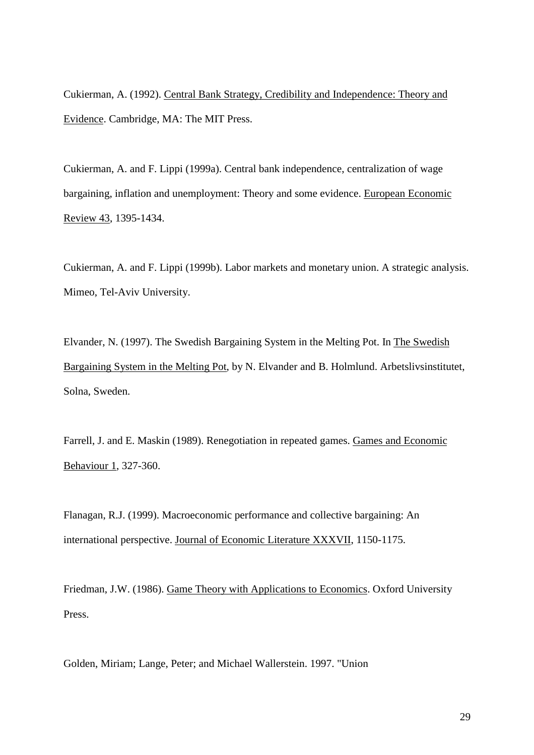Cukierman, A. (1992). Central Bank Strategy, Credibility and Independence: Theory and Evidence. Cambridge, MA: The MIT Press.

Cukierman, A. and F. Lippi (1999a). Central bank independence, centralization of wage bargaining, inflation and unemployment: Theory and some evidence. European Economic Review 43, 1395-1434.

Cukierman, A. and F. Lippi (1999b). Labor markets and monetary union. A strategic analysis. Mimeo, Tel-Aviv University.

Elvander, N. (1997). The Swedish Bargaining System in the Melting Pot. In The Swedish Bargaining System in the Melting Pot, by N. Elvander and B. Holmlund. Arbetslivsinstitutet, Solna, Sweden.

Farrell, J. and E. Maskin (1989). Renegotiation in repeated games. Games and Economic Behaviour 1, 327-360.

Flanagan, R.J. (1999). Macroeconomic performance and collective bargaining: An international perspective. Journal of Economic Literature XXXVII, 1150-1175.

Friedman, J.W. (1986). Game Theory with Applications to Economics. Oxford University Press.

Golden, Miriam; Lange, Peter; and Michael Wallerstein. 1997. "Union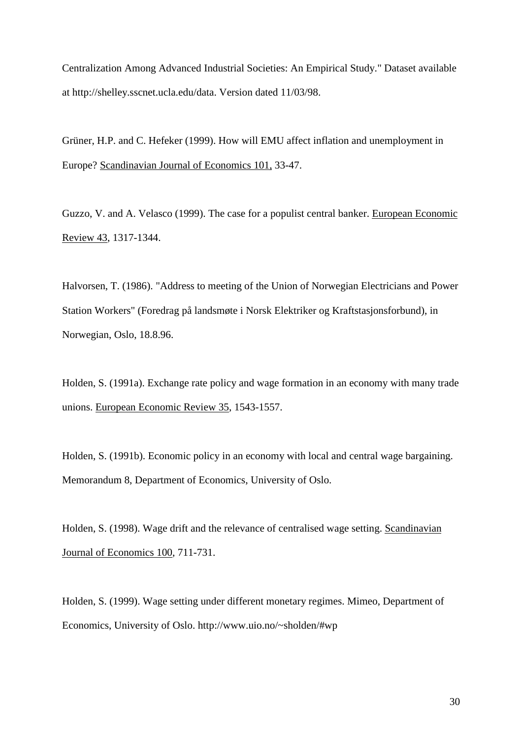Centralization Among Advanced Industrial Societies: An Empirical Study." Dataset available at http://shelley.sscnet.ucla.edu/data. Version dated 11/03/98.

Grüner, H.P. and C. Hefeker (1999). How will EMU affect inflation and unemployment in Europe? Scandinavian Journal of Economics 101, 33-47.

Guzzo, V. and A. Velasco (1999). The case for a populist central banker. European Economic Review 43, 1317-1344.

Halvorsen, T. (1986). "Address to meeting of the Union of Norwegian Electricians and Power Station Workers" (Foredrag på landsmøte i Norsk Elektriker og Kraftstasjonsforbund), in Norwegian, Oslo, 18.8.96.

Holden, S. (1991a). Exchange rate policy and wage formation in an economy with many trade unions. European Economic Review 35, 1543-1557.

Holden, S. (1991b). Economic policy in an economy with local and central wage bargaining. Memorandum 8, Department of Economics, University of Oslo.

Holden, S. (1998). Wage drift and the relevance of centralised wage setting. Scandinavian Journal of Economics 100, 711-731.

Holden, S. (1999). Wage setting under different monetary regimes. Mimeo, Department of Economics, University of Oslo. http://www.uio.no/~sholden/#wp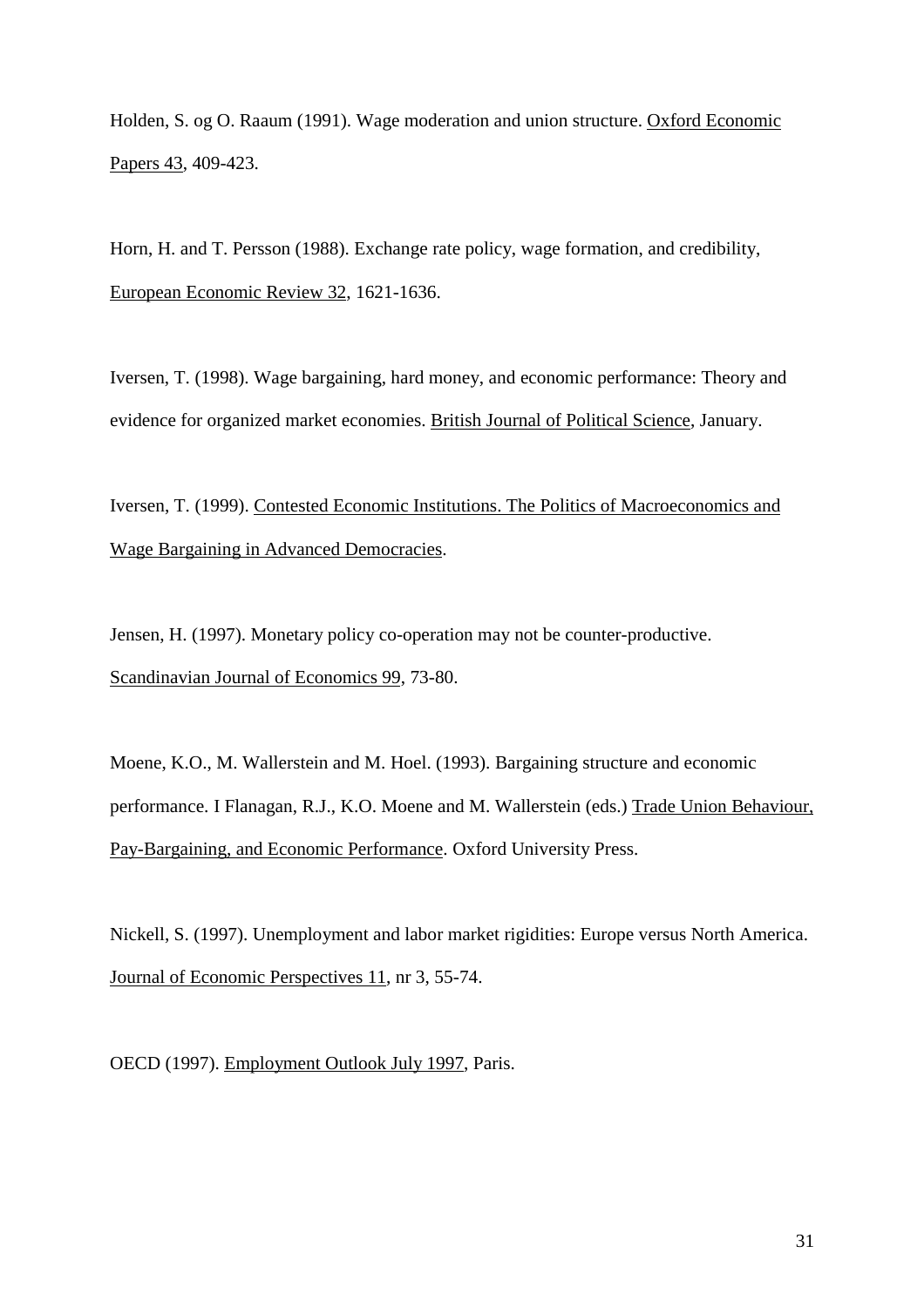Holden, S. og O. Raaum (1991). Wage moderation and union structure. Oxford Economic Papers 43, 409-423.

Horn, H. and T. Persson (1988). Exchange rate policy, wage formation, and credibility, European Economic Review 32, 1621-1636.

Iversen, T. (1998). Wage bargaining, hard money, and economic performance: Theory and evidence for organized market economies. British Journal of Political Science, January.

Iversen, T. (1999). Contested Economic Institutions. The Politics of Macroeconomics and Wage Bargaining in Advanced Democracies.

Jensen, H. (1997). Monetary policy co-operation may not be counter-productive. Scandinavian Journal of Economics 99, 73-80.

Moene, K.O., M. Wallerstein and M. Hoel. (1993). Bargaining structure and economic performance. I Flanagan, R.J., K.O. Moene and M. Wallerstein (eds.) Trade Union Behaviour, Pay-Bargaining, and Economic Performance. Oxford University Press.

Nickell, S. (1997). Unemployment and labor market rigidities: Europe versus North America. Journal of Economic Perspectives 11, nr 3, 55-74.

OECD (1997). Employment Outlook July 1997, Paris.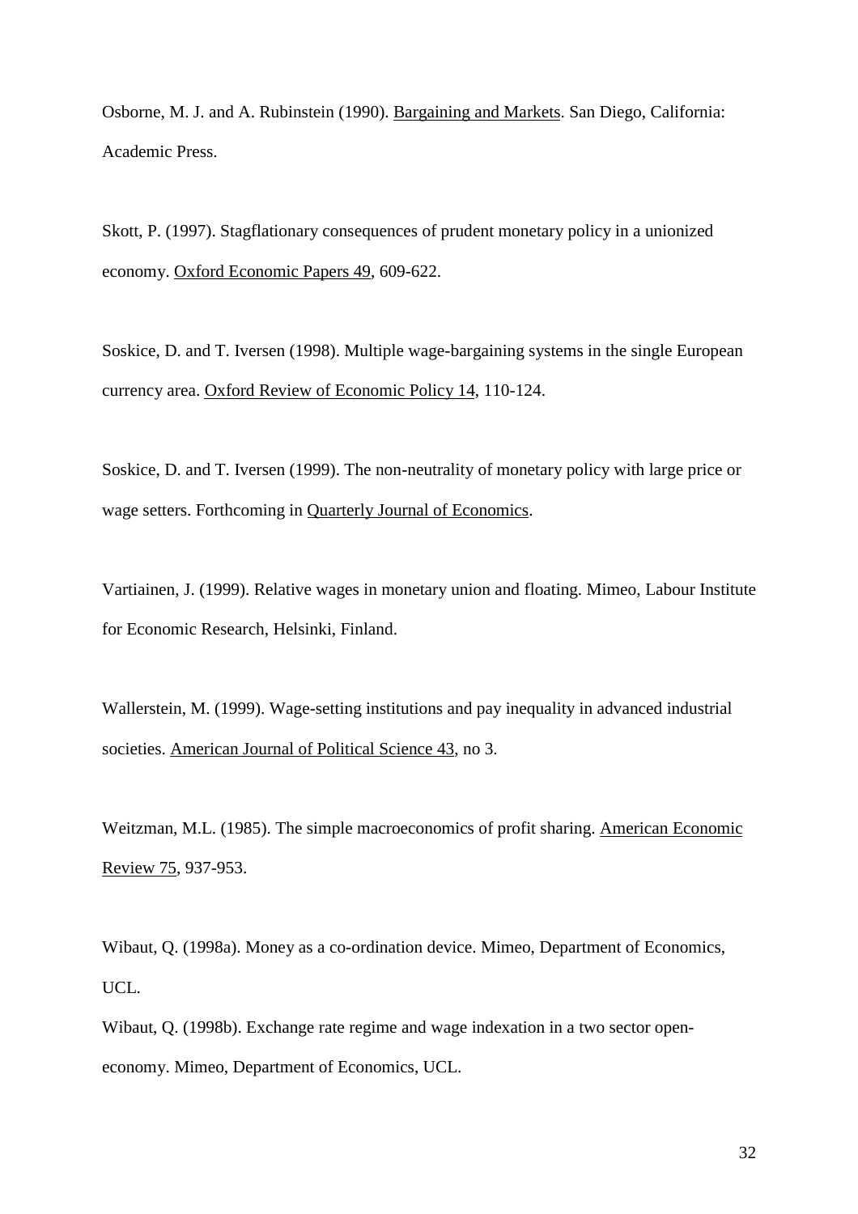Osborne, M. J. and A. Rubinstein (1990). Bargaining and Markets. San Diego, California: Academic Press.

Skott, P. (1997). Stagflationary consequences of prudent monetary policy in a unionized economy. Oxford Economic Papers 49, 609-622.

Soskice, D. and T. Iversen (1998). Multiple wage-bargaining systems in the single European currency area. Oxford Review of Economic Policy 14, 110-124.

Soskice, D. and T. Iversen (1999). The non-neutrality of monetary policy with large price or wage setters. Forthcoming in Quarterly Journal of Economics.

Vartiainen, J. (1999). Relative wages in monetary union and floating. Mimeo, Labour Institute for Economic Research, Helsinki, Finland.

Wallerstein, M. (1999). Wage-setting institutions and pay inequality in advanced industrial societies. American Journal of Political Science 43, no 3.

Weitzman, M.L. (1985). The simple macroeconomics of profit sharing. American Economic Review 75, 937-953.

Wibaut, Q. (1998a). Money as a co-ordination device. Mimeo, Department of Economics, UCL.

Wibaut, Q. (1998b). Exchange rate regime and wage indexation in a two sector open-economy. Mimeo, Department of Economics, UCL.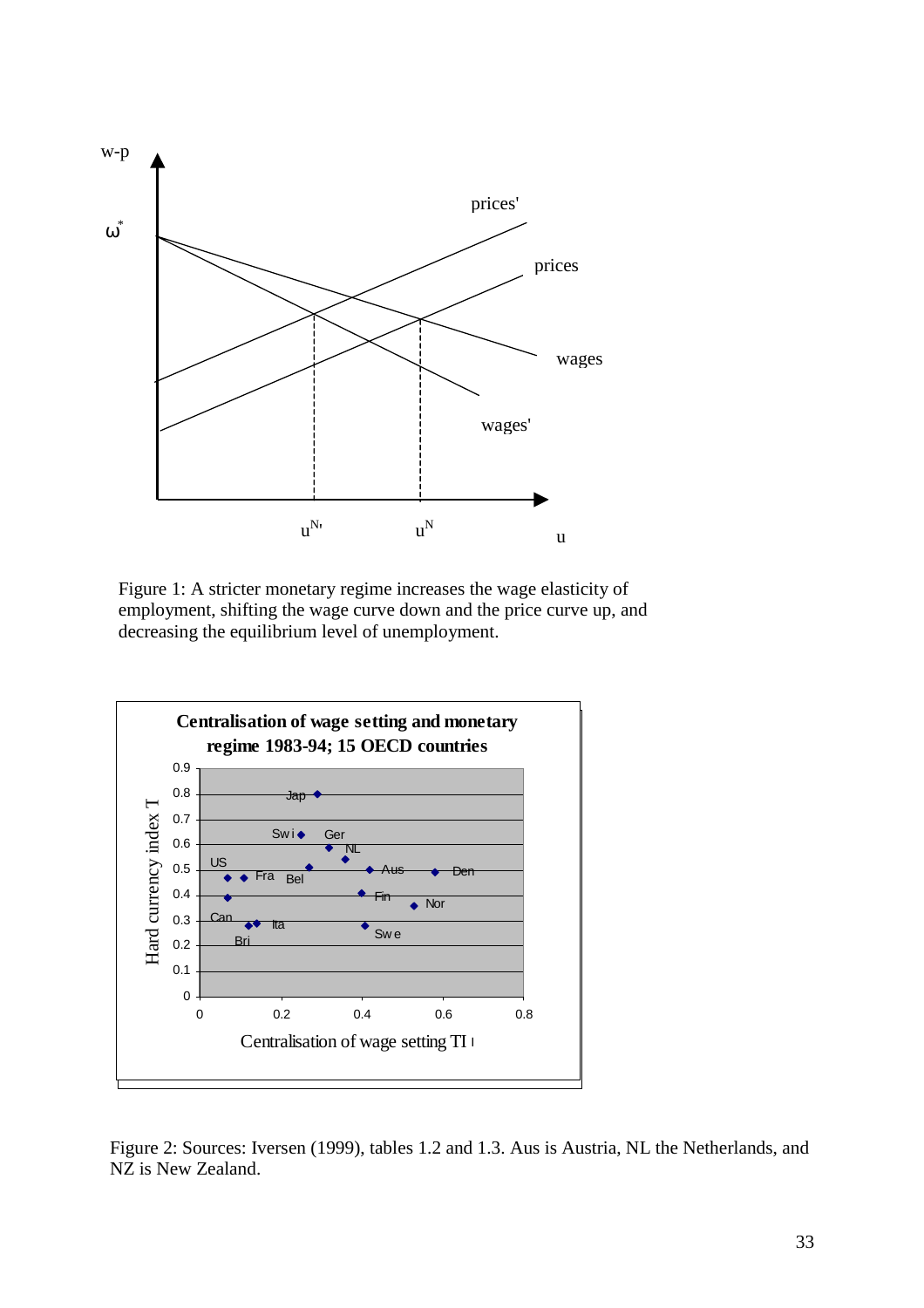Figure 1: A stricter monetary regime increases the wage elasticity of employment, shifting the wage curve down and the price curve up, and decreasing the equilibrium level of unemployment.

Figure 2: Sources: Iversen (1999), tables 1.2 and 1.3. Aus is Austria, NL the Netherlands, and NZ is New Zealand.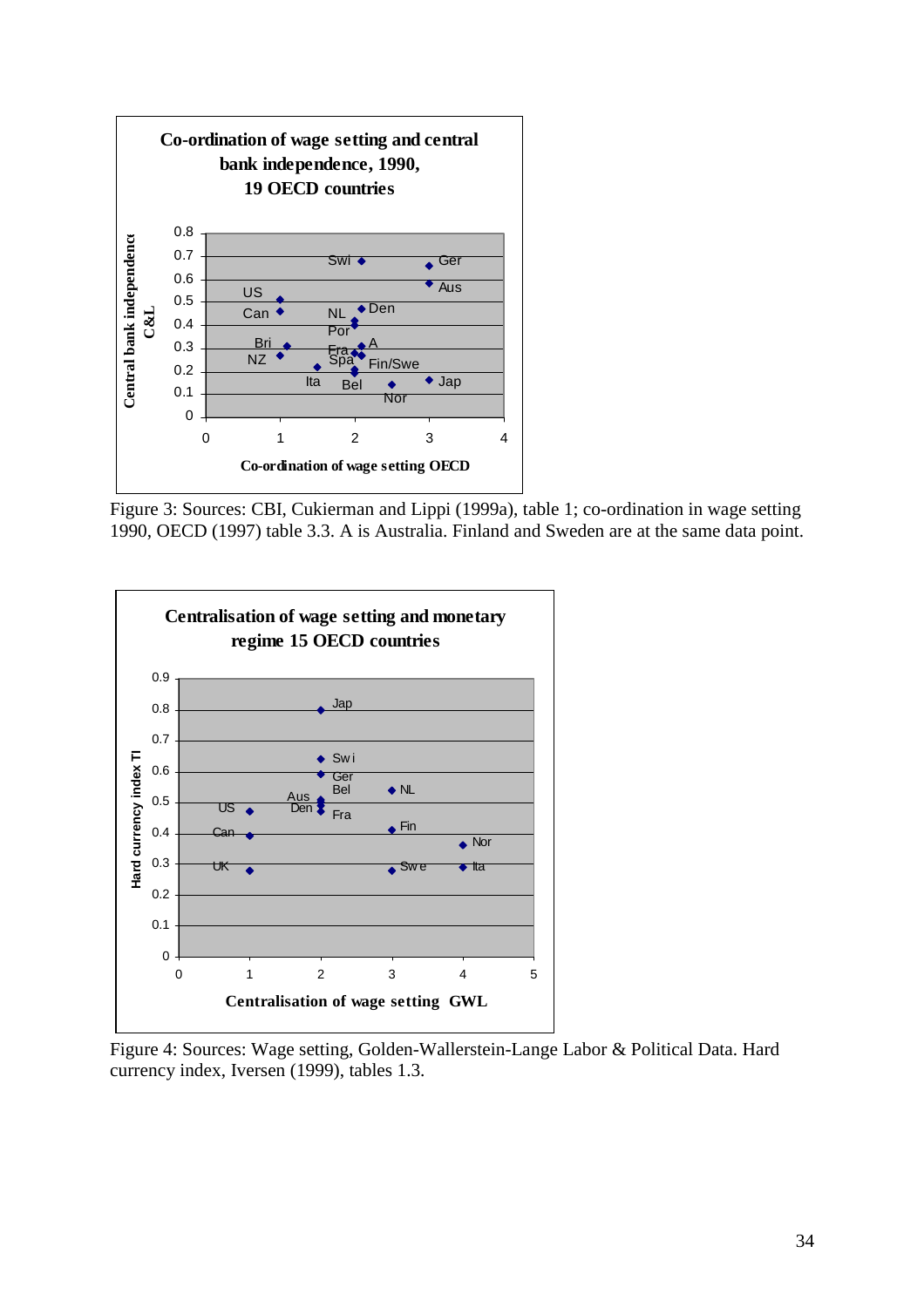Figure 3: Sources: CBI, Cukierman and Lippi (1999a), table 1; co-ordination in wage setting 1990, OECD (1997) table 3.3. A is Australia. Finland and Sweden are at the same data point.

Figure 4: Sources: Wage setting, Golden-Wallerstein-Lange Labor & Political Data. Hard currency index, Iversen (1999), tables 1.3.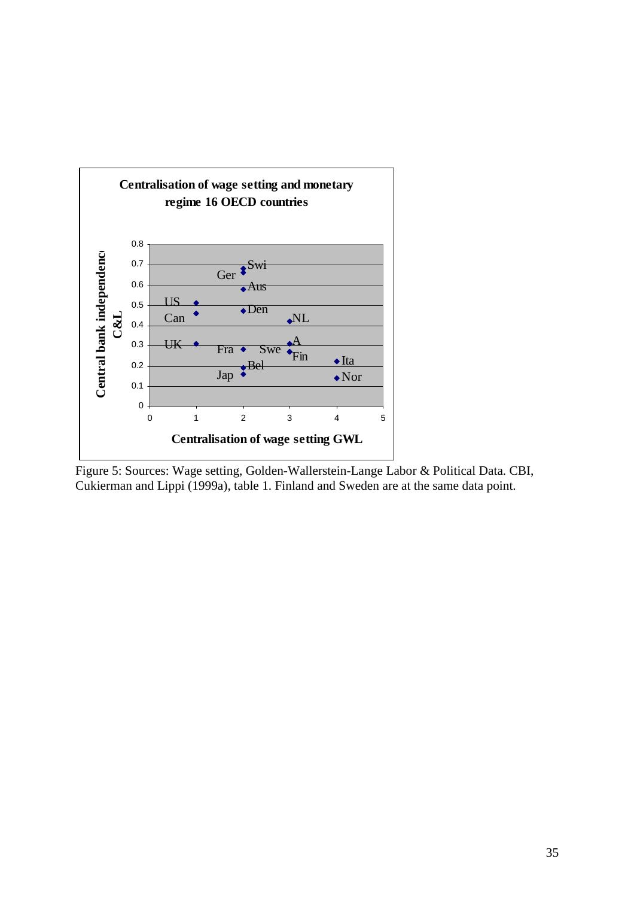Centralisation of wage setting and monetary regime 16 OECD countries

Central bank independence C&L

0.8
0.7
0.6
0.5
0.4
0.3
0.2
0.1
0

0 1 2 3 4 5

Centralisation of wage setting GWL

Swi
Ger
Aus
US
Can
Den
NL
UK
Fra
Swe
A
Fin
Ita
Bel
Jap
Nor

Figure 5: Sources: Wage setting, Golden-Wallerstein-Lange Labor & Political Data. CBI, Cukierman and Lippi (1999a), table 1. Finland and Sweden are at the same data point.